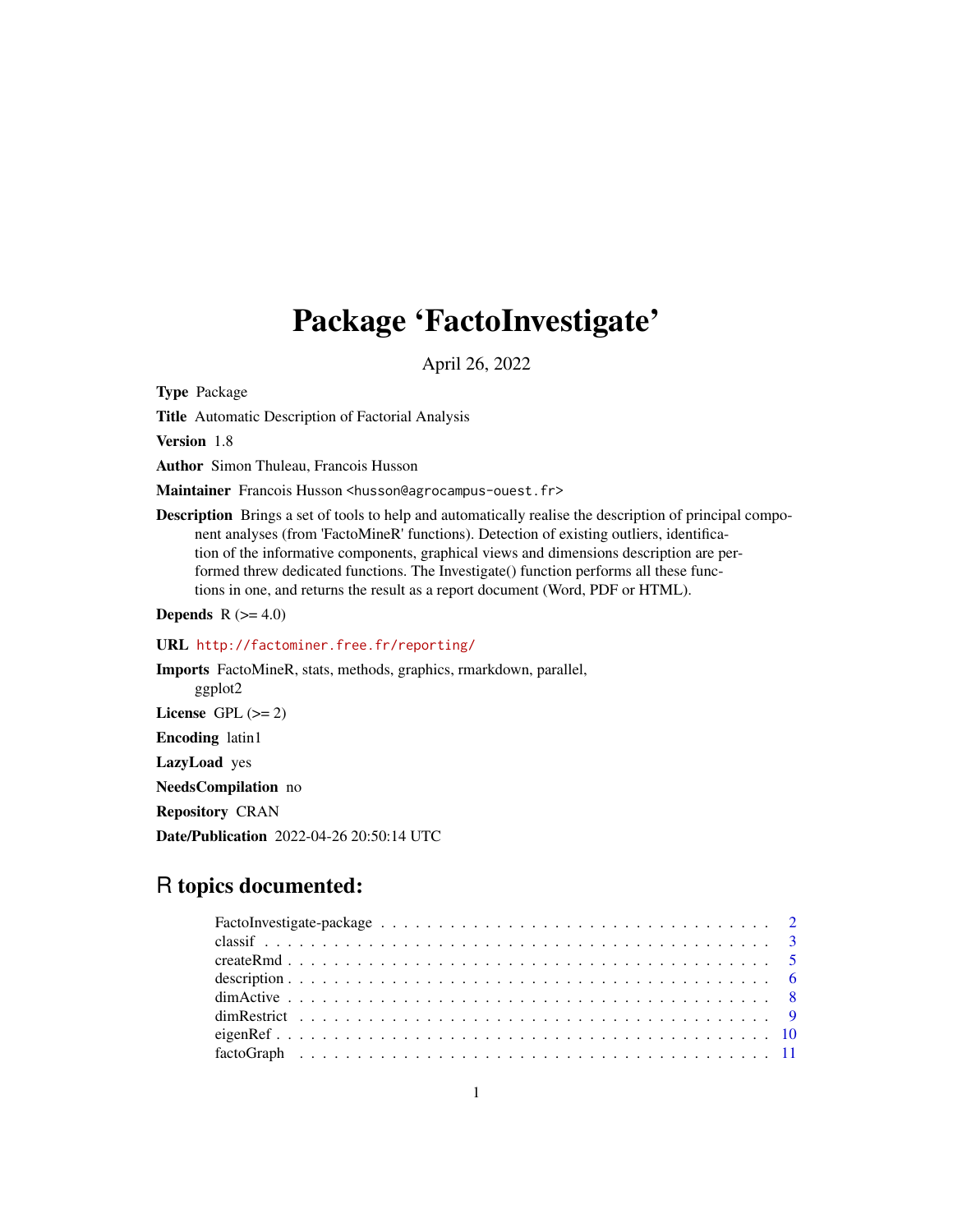# Package 'FactoInvestigate'

April 26, 2022

**Type** Package

**Title** Automatic Description of Factorial Analysis

**Version** 1.8

**Author** Simon Thuleau, Francois Husson

**Maintainer** Francois Husson <husson@agrocampus-ouest.fr>

**Description** Brings a set of tools to help and automatically realise the description of principal component analyses (from 'FactoMineR' functions). Detection of existing outliers, identification of the informative components, graphical views and dimensions description are performed threw dedicated functions. The Investigate() function performs all these functions in one, and returns the result as a report document (Word, PDF or HTML).

**Depends** R (>= 4.0)

**URL** http://factominer.free.fr/reporting/

**Imports** FactoMineR, stats, methods, graphics, rmarkdown, parallel, ggplot2

**License** GPL (>= 2)

**Encoding** latin1

**LazyLoad** yes

**NeedsCompilation** no

**Repository** CRAN

**Date/Publication** 2022-04-26 20:50:14 UTC

## R topics documented:

- FactoInvestigate-package . . . . . . . . . . . . . . . . . . . . . . . . . . . . . . . . . . 2
- classif . . . . . . . . . . . . . . . . . . . . . . . . . . . . . . . . . . . . . . . . . . . . . 3
- createRmd . . . . . . . . . . . . . . . . . . . . . . . . . . . . . . . . . . . . . . . . . . . 5
- description . . . . . . . . . . . . . . . . . . . . . . . . . . . . . . . . . . . . . . . . . . . 6
- dimActive . . . . . . . . . . . . . . . . . . . . . . . . . . . . . . . . . . . . . . . . . . . 8
- dimRestrict . . . . . . . . . . . . . . . . . . . . . . . . . . . . . . . . . . . . . . . . . . 9
- eigenRef . . . . . . . . . . . . . . . . . . . . . . . . . . . . . . . . . . . . . . . . . . . . 10
- factoGraph . . . . . . . . . . . . . . . . . . . . . . . . . . . . . . . . . . . . . . . . . . 11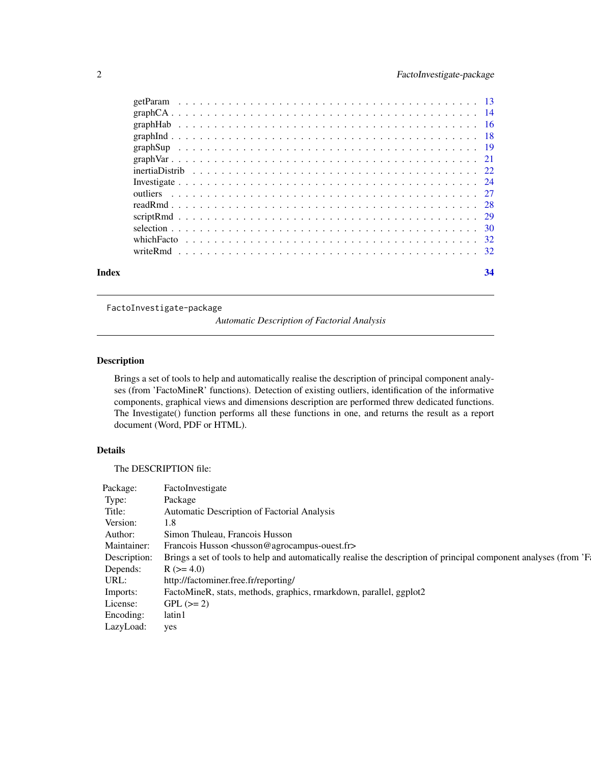| | |
|---|---|
| getParam | 13 |
| graphCA | 14 |
| graphHab | 16 |
| graphInd | 18 |
| graphSup | 19 |
| graphVar | 21 |
| inertiaDistrib | 22 |
| Investigate | 24 |
| outliers | 27 |
| readRmd | 28 |
| scriptRmd | 29 |
| selection | 30 |
| whichFacto | 32 |
| writeRmd | 32 |

**Index** 34

---

`FactoInvestigate-package`

*Automatic Description of Factorial Analysis*

---

## Description

Brings a set of tools to help and automatically realise the description of principal component analyses (from 'FactoMineR' functions). Detection of existing outliers, identification of the informative components, graphical views and dimensions description are performed threw dedicated functions. The Investigate() function performs all these functions in one, and returns the result as a report document (Word, PDF or HTML).

## Details

The DESCRIPTION file:

| | |
|---|---|
| Package: | FactoInvestigate |
| Type: | Package |
| Title: | Automatic Description of Factorial Analysis |
| Version: | 1.8 |
| Author: | Simon Thuleau, Francois Husson |
| Maintainer: | Francois Husson <husson@agrocampus-ouest.fr> |
| Description: | Brings a set of tools to help and automatically realise the description of principal component analyses (from 'F |
| Depends: | R (>= 4.0) |
| URL: | http://factominer.free.fr/reporting/ |
| Imports: | FactoMineR, stats, methods, graphics, rmarkdown, parallel, ggplot2 |
| License: | GPL (>= 2) |
| Encoding: | latin1 |
| LazyLoad: | yes |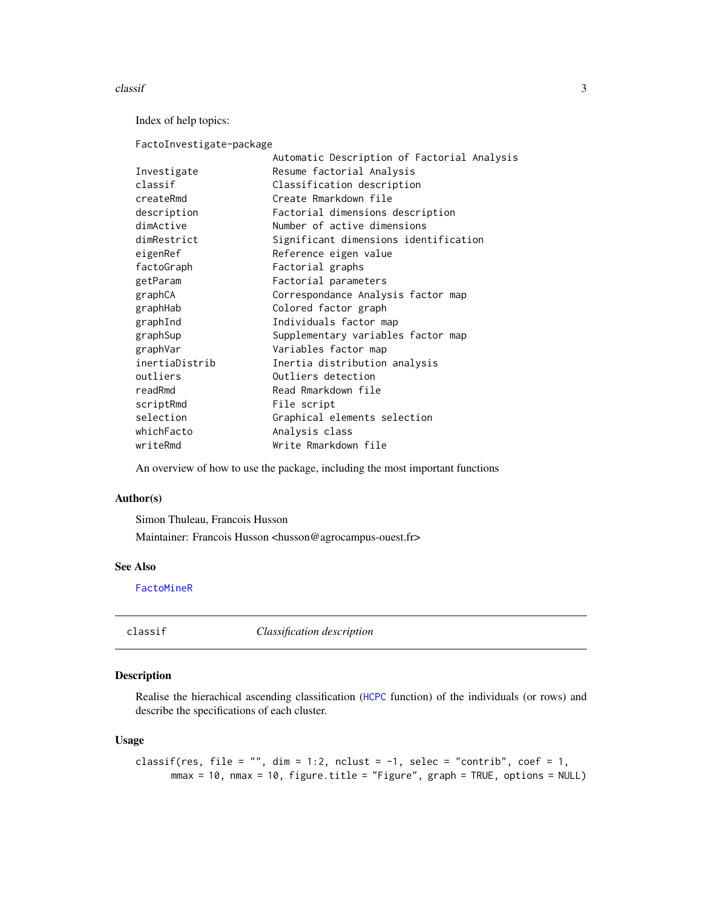Index of help topics:

```
FactoInvestigate-package
                        Automatic Description of Factorial Analysis
Investigate             Resume factorial Analysis
classif                 Classification description
createRmd               Create Rmarkdown file
description             Factorial dimensions description
dimActive               Number of active dimensions
dimRestrict             Significant dimensions identification
eigenRef                Reference eigen value
factoGraph              Factorial graphs
getParam                Factorial parameters
graphCA                 Correspondance Analysis factor map
graphHab                Colored factor graph
graphInd                Individuals factor map
graphSup                Supplementary variables factor map
graphVar                Variables factor map
inertiaDistrib          Inertia distribution analysis
outliers                Outliers detection
readRmd                 Read Rmarkdown file
scriptRmd               File script
selection               Graphical elements selection
whichFacto              Analysis class
writeRmd                Write Rmarkdown file
```

An overview of how to use the package, including the most important functions

### Author(s)

Simon Thuleau, Francois Husson

Maintainer: Francois Husson <husson@agrocampus-ouest.fr>

### See Also

FactoMineR

---

## classif — *Classification description*

---

### Description

Realise the hierachical ascending classification (HCPC function) of the individuals (or rows) and describe the specifications of each cluster.

### Usage

```
classif(res, file = "", dim = 1:2, nclust = -1, selec = "contrib", coef = 1,
      mmax = 10, nmax = 10, figure.title = "Figure", graph = TRUE, options = NULL)
```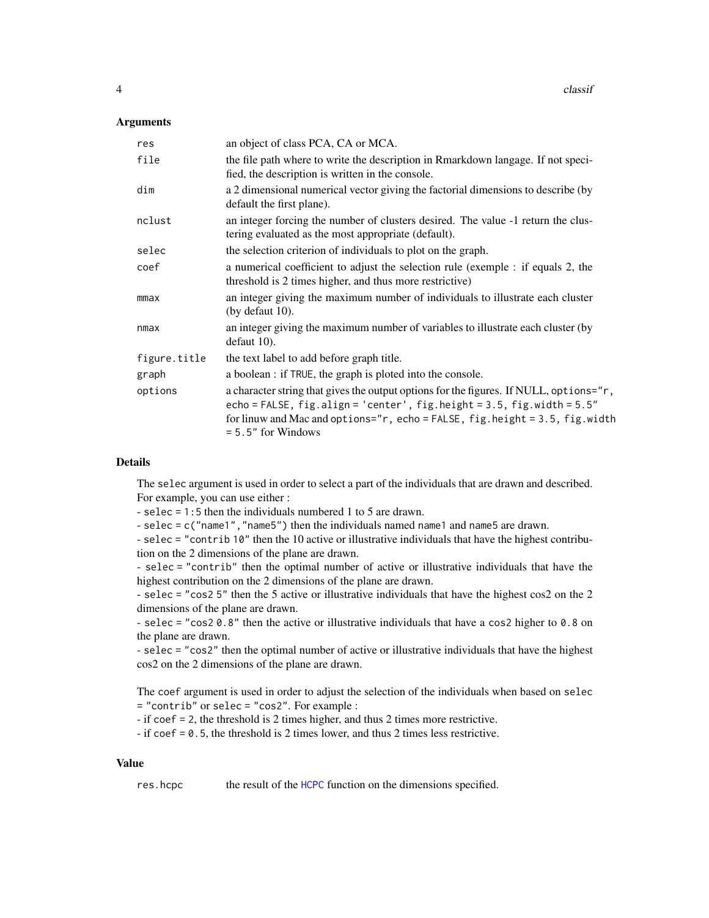### Arguments

| | |
|---|---|
| `res` | an object of class PCA, CA or MCA. |
| `file` | the file path where to write the description in Rmarkdown langage. If not specified, the description is written in the console. |
| `dim` | a 2 dimensional numerical vector giving the factorial dimensions to describe (by default the first plane). |
| `nclust` | an integer forcing the number of clusters desired. The value -1 return the clustering evaluated as the most appropriate (default). |
| `selec` | the selection criterion of individuals to plot on the graph. |
| `coef` | a numerical coefficient to adjust the selection rule (exemple : if equals 2, the threshold is 2 times higher, and thus more restrictive) |
| `mmax` | an integer giving the maximum number of individuals to illustrate each cluster (by defaut 10). |
| `nmax` | an integer giving the maximum number of variables to illustrate each cluster (by defaut 10). |
| `figure.title` | the text label to add before graph title. |
| `graph` | a boolean : if `TRUE`, the graph is ploted into the console. |
| `options` | a character string that gives the output options for the figures. If NULL, `options="r, echo = FALSE, fig.align = 'center', fig.height = 3.5, fig.width = 5.5"` for linuw and Mac and `options="r, echo = FALSE, fig.height = 3.5, fig.width = 5.5"` for Windows |

### Details

The `selec` argument is used in order to select a part of the individuals that are drawn and described. For example, you can use either :
- `selec = 1:5` then the individuals numbered 1 to 5 are drawn.
- `selec = c("name1","name5")` then the individuals named `name1` and `name5` are drawn.
- `selec = "contrib 10"` then the 10 active or illustrative individuals that have the highest contribution on the 2 dimensions of the plane are drawn.
- `selec = "contrib"` then the optimal number of active or illustrative individuals that have the highest contribution on the 2 dimensions of the plane are drawn.
- `selec = "cos2 5"` then the 5 active or illustrative individuals that have the highest cos2 on the 2 dimensions of the plane are drawn.
- `selec = "cos2 0.8"` then the active or illustrative individuals that have a `cos2` higher to `0.8` on the plane are drawn.
- `selec = "cos2"` then the optimal number of active or illustrative individuals that have the highest cos2 on the 2 dimensions of the plane are drawn.

The `coef` argument is used in order to adjust the selection of the individuals when based on `selec = "contrib"` or `selec = "cos2"`. For example :
- if `coef = 2`, the threshold is 2 times higher, and thus 2 times more restrictive.
- if `coef = 0.5`, the threshold is 2 times lower, and thus 2 times less restrictive.

### Value

| | |
|---|---|
| `res.hcpc` | the result of the HCPC function on the dimensions specified. |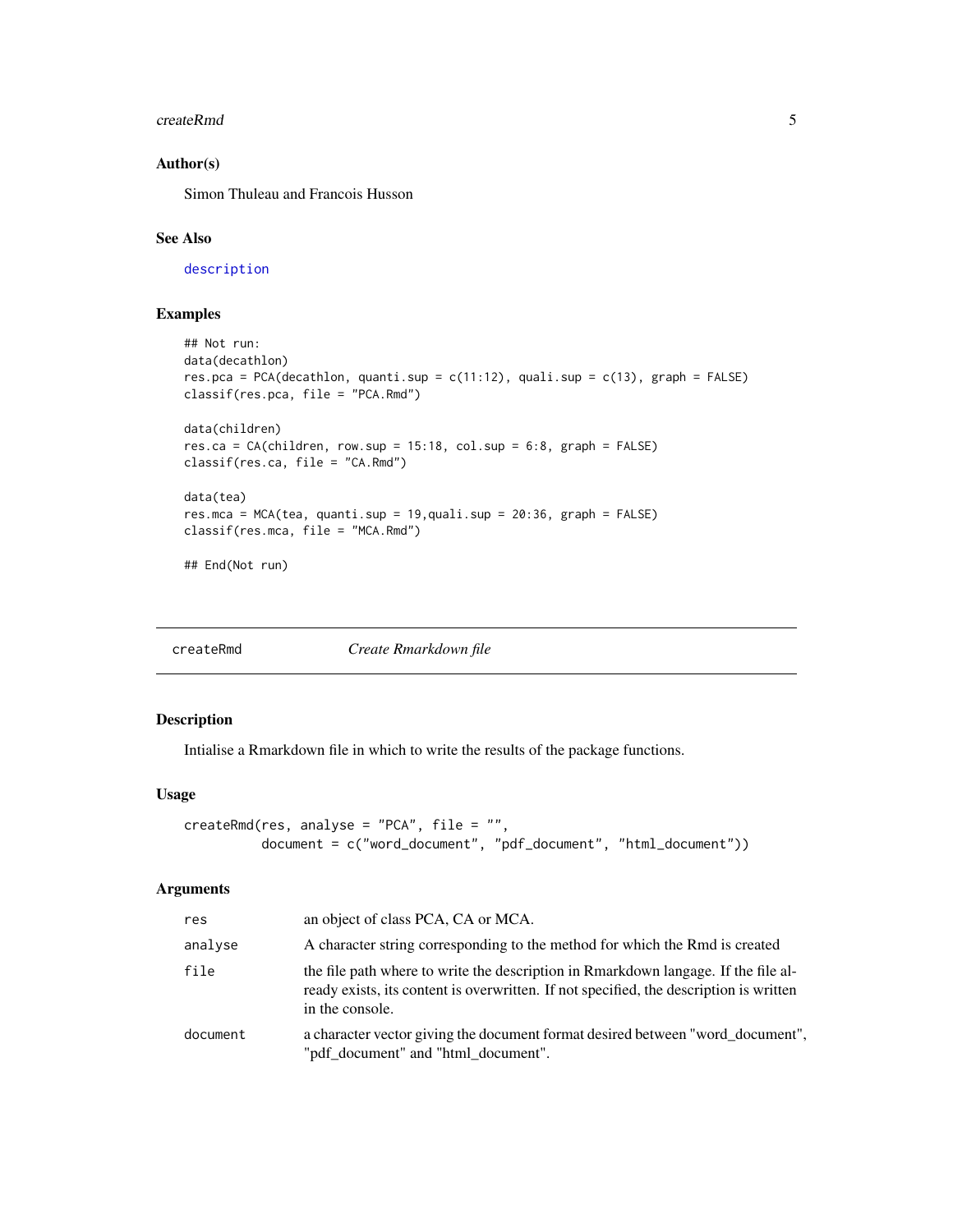### Author(s)

Simon Thuleau and Francois Husson

### See Also

description

### Examples

```
## Not run:
data(decathlon)
res.pca = PCA(decathlon, quanti.sup = c(11:12), quali.sup = c(13), graph = FALSE)
classif(res.pca, file = "PCA.Rmd")

data(children)
res.ca = CA(children, row.sup = 15:18, col.sup = 6:8, graph = FALSE)
classif(res.ca, file = "CA.Rmd")

data(tea)
res.mca = MCA(tea, quanti.sup = 19,quali.sup = 20:36, graph = FALSE)
classif(res.mca, file = "MCA.Rmd")

## End(Not run)
```

---

## createRmd — *Create Rmarkdown file*

### Description

Intialise a Rmarkdown file in which to write the results of the package functions.

### Usage

```
createRmd(res, analyse = "PCA", file = "",
          document = c("word_document", "pdf_document", "html_document"))
```

### Arguments

| | |
|---|---|
| `res` | an object of class PCA, CA or MCA. |
| `analyse` | A character string corresponding to the method for which the Rmd is created |
| `file` | the file path where to write the description in Rmarkdown langage. If the file already exists, its content is overwritten. If not specified, the description is written in the console. |
| `document` | a character vector giving the document format desired between "word_document", "pdf_document" and "html_document". |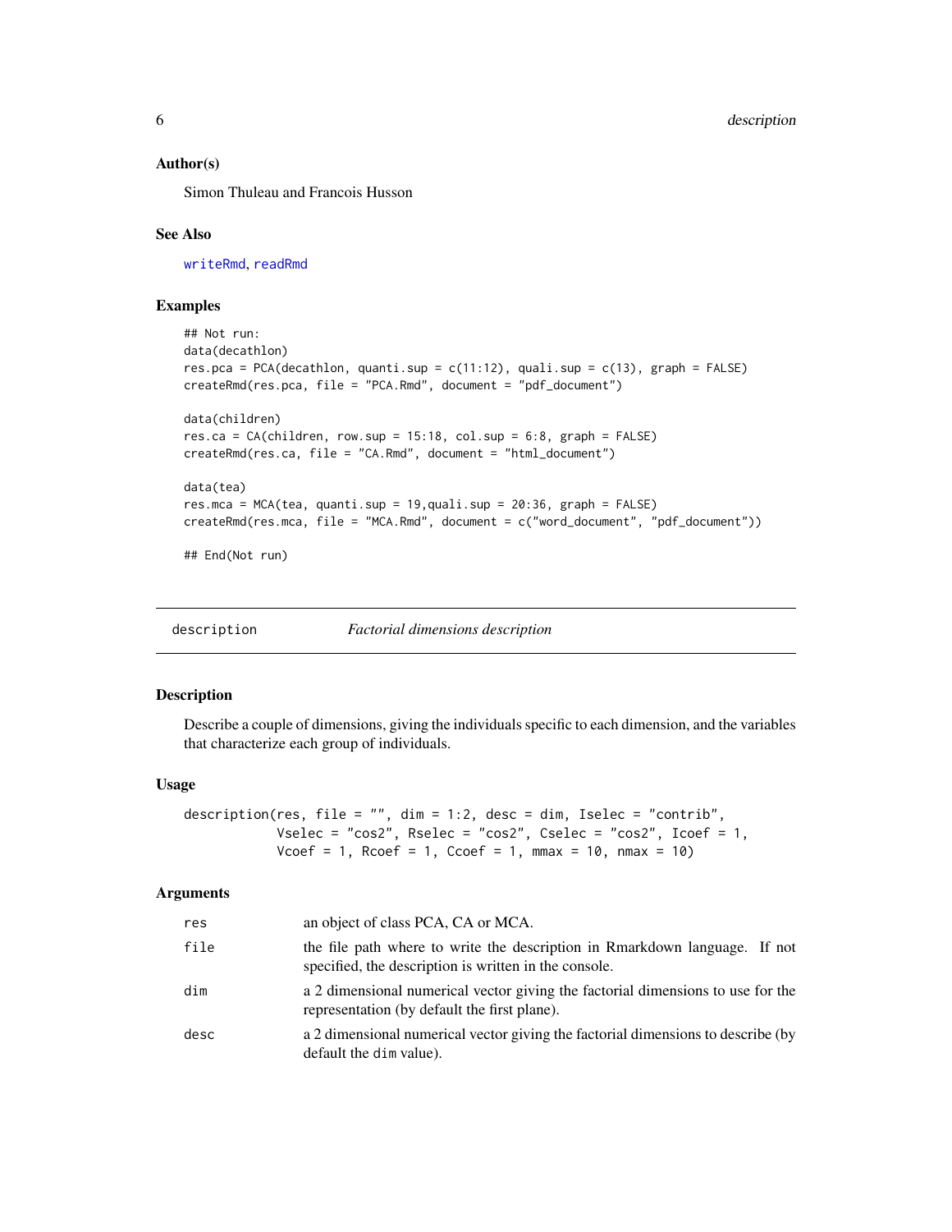### Author(s)

Simon Thuleau and Francois Husson

### See Also

writeRmd, readRmd

### Examples

```
## Not run:
data(decathlon)
res.pca = PCA(decathlon, quanti.sup = c(11:12), quali.sup = c(13), graph = FALSE)
createRmd(res.pca, file = "PCA.Rmd", document = "pdf_document")

data(children)
res.ca = CA(children, row.sup = 15:18, col.sup = 6:8, graph = FALSE)
createRmd(res.ca, file = "CA.Rmd", document = "html_document")

data(tea)
res.mca = MCA(tea, quanti.sup = 19,quali.sup = 20:36, graph = FALSE)
createRmd(res.mca, file = "MCA.Rmd", document = c("word_document", "pdf_document"))

## End(Not run)
```

---

## description — *Factorial dimensions description*

---

### Description

Describe a couple of dimensions, giving the individuals specific to each dimension, and the variables that characterize each group of individuals.

### Usage

```
description(res, file = "", dim = 1:2, desc = dim, Iselec = "contrib",
            Vselec = "cos2", Rselec = "cos2", Cselec = "cos2", Icoef = 1,
            Vcoef = 1, Rcoef = 1, Ccoef = 1, mmax = 10, nmax = 10)
```

### Arguments

| | |
|---|---|
| res | an object of class PCA, CA or MCA. |
| file | the file path where to write the description in Rmarkdown language. If not specified, the description is written in the console. |
| dim | a 2 dimensional numerical vector giving the factorial dimensions to use for the representation (by default the first plane). |
| desc | a 2 dimensional numerical vector giving the factorial dimensions to describe (by default the dim value). |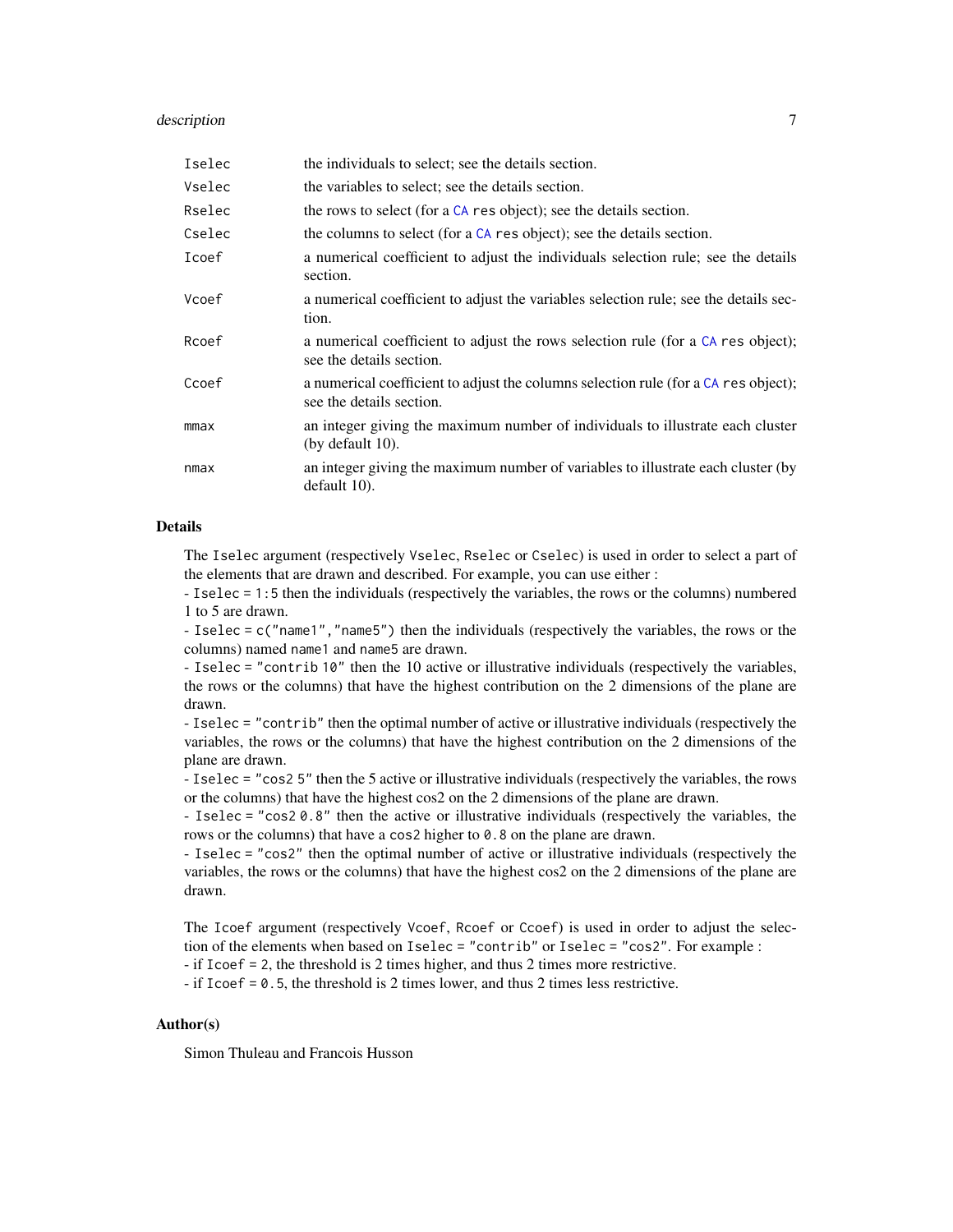| | |
|---|---|
| `Iselec` | the individuals to select; see the details section. |
| `Vselec` | the variables to select; see the details section. |
| `Rselec` | the rows to select (for a `CA` `res` object); see the details section. |
| `Cselec` | the columns to select (for a `CA` `res` object); see the details section. |
| `Icoef` | a numerical coefficient to adjust the individuals selection rule; see the details section. |
| `Vcoef` | a numerical coefficient to adjust the variables selection rule; see the details section. |
| `Rcoef` | a numerical coefficient to adjust the rows selection rule (for a `CA` `res` object); see the details section. |
| `Ccoef` | a numerical coefficient to adjust the columns selection rule (for a `CA` `res` object); see the details section. |
| `mmax` | an integer giving the maximum number of individuals to illustrate each cluster (by default 10). |
| `nmax` | an integer giving the maximum number of variables to illustrate each cluster (by default 10). |

## Details

The `Iselec` argument (respectively `Vselec`, `Rselec` or `Cselec`) is used in order to select a part of the elements that are drawn and described. For example, you can use either :

- `Iselec = 1:5` then the individuals (respectively the variables, the rows or the columns) numbered 1 to 5 are drawn.
- `Iselec = c("name1","name5")` then the individuals (respectively the variables, the rows or the columns) named `name1` and `name5` are drawn.
- `Iselec = "contrib 10"` then the 10 active or illustrative individuals (respectively the variables, the rows or the columns) that have the highest contribution on the 2 dimensions of the plane are drawn.
- `Iselec = "contrib"` then the optimal number of active or illustrative individuals (respectively the variables, the rows or the columns) that have the highest contribution on the 2 dimensions of the plane are drawn.
- `Iselec = "cos2 5"` then the 5 active or illustrative individuals (respectively the variables, the rows or the columns) that have the highest cos2 on the 2 dimensions of the plane are drawn.
- `Iselec = "cos2 0.8"` then the active or illustrative individuals (respectively the variables, the rows or the columns) that have a `cos2` higher to `0.8` on the plane are drawn.
- `Iselec = "cos2"` then the optimal number of active or illustrative individuals (respectively the variables, the rows or the columns) that have the highest cos2 on the 2 dimensions of the plane are drawn.

The `Icoef` argument (respectively `Vcoef`, `Rcoef` or `Ccoef`) is used in order to adjust the selection of the elements when based on `Iselec = "contrib"` or `Iselec = "cos2"`. For example :

- if `Icoef = 2`, the threshold is 2 times higher, and thus 2 times more restrictive.
- if `Icoef = 0.5`, the threshold is 2 times lower, and thus 2 times less restrictive.

## Author(s)

Simon Thuleau and Francois Husson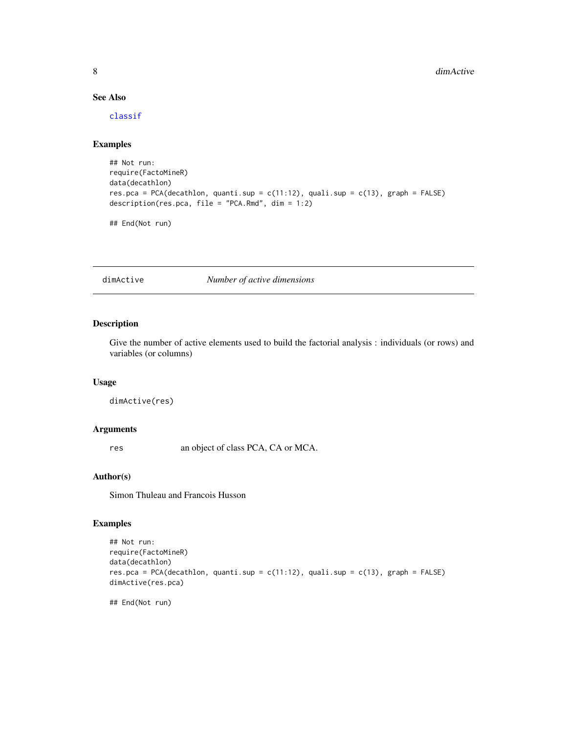### See Also

classif

### Examples

```
## Not run:
require(FactoMineR)
data(decathlon)
res.pca = PCA(decathlon, quanti.sup = c(11:12), quali.sup = c(13), graph = FALSE)
description(res.pca, file = "PCA.Rmd", dim = 1:2)

## End(Not run)
```

## dimActive — *Number of active dimensions*

### Description

Give the number of active elements used to build the factorial analysis : individuals (or rows) and variables (or columns)

### Usage

```
dimActive(res)
```

### Arguments

| | |
|---|---|
| res | an object of class PCA, CA or MCA. |

### Author(s)

Simon Thuleau and Francois Husson

### Examples

```
## Not run:
require(FactoMineR)
data(decathlon)
res.pca = PCA(decathlon, quanti.sup = c(11:12), quali.sup = c(13), graph = FALSE)
dimActive(res.pca)

## End(Not run)
```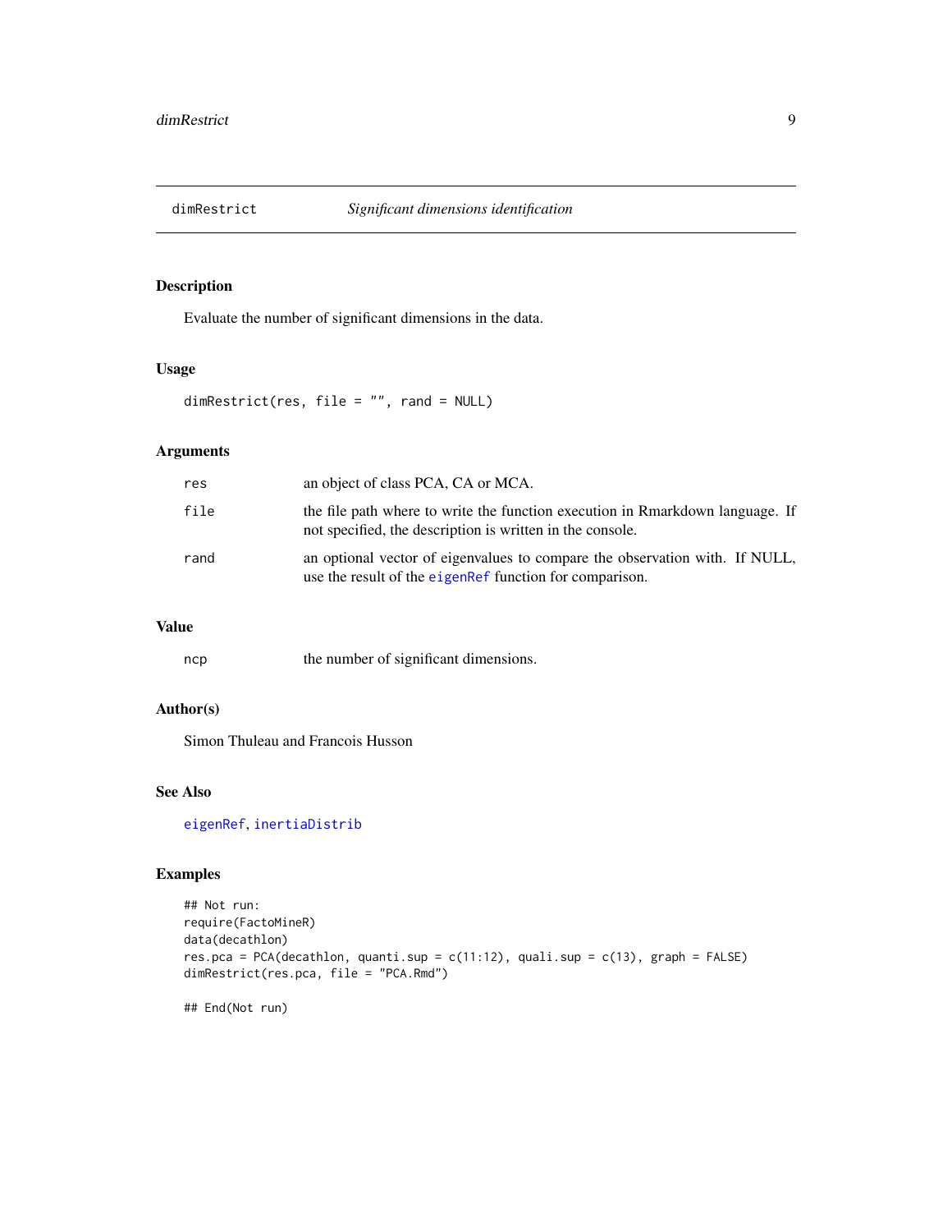# dimRestrict *Significant dimensions identification*

## Description

Evaluate the number of significant dimensions in the data.

## Usage

```
dimRestrict(res, file = "", rand = NULL)
```

## Arguments

| | |
|---|---|
| res | an object of class PCA, CA or MCA. |
| file | the file path where to write the function execution in Rmarkdown language. If not specified, the description is written in the console. |
| rand | an optional vector of eigenvalues to compare the observation with. If NULL, use the result of the eigenRef function for comparison. |

## Value

| | |
|---|---|
| ncp | the number of significant dimensions. |

## Author(s)

Simon Thuleau and Francois Husson

## See Also

eigenRef, inertiaDistrib

## Examples

```
## Not run:
require(FactoMineR)
data(decathlon)
res.pca = PCA(decathlon, quanti.sup = c(11:12), quali.sup = c(13), graph = FALSE)
dimRestrict(res.pca, file = "PCA.Rmd")

## End(Not run)
```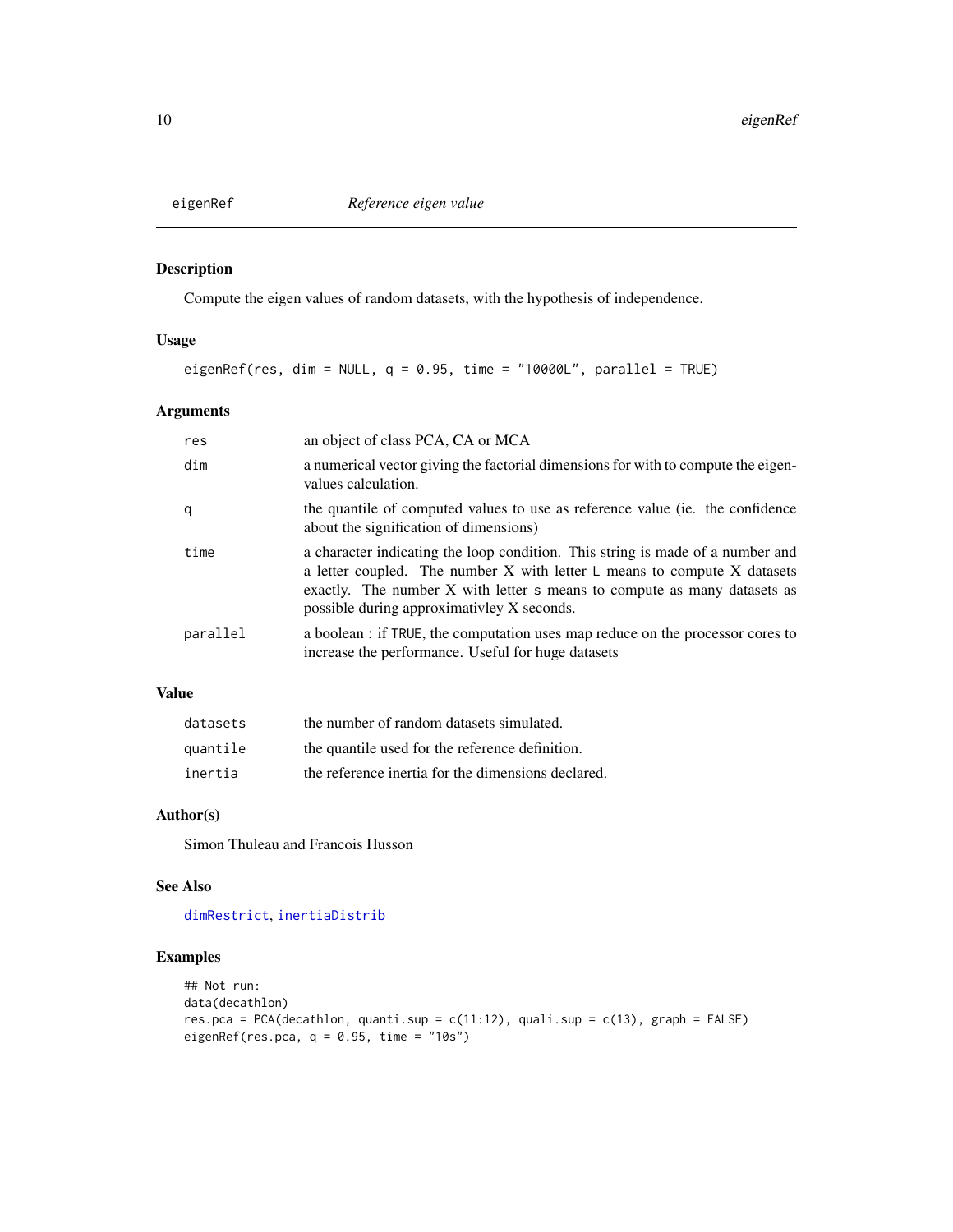# eigenRef — *Reference eigen value*

## Description

Compute the eigen values of random datasets, with the hypothesis of independence.

## Usage

```
eigenRef(res, dim = NULL, q = 0.95, time = "10000L", parallel = TRUE)
```

## Arguments

| | |
|---|---|
| `res` | an object of class PCA, CA or MCA |
| `dim` | a numerical vector giving the factorial dimensions for with to compute the eigen-values calculation. |
| `q` | the quantile of computed values to use as reference value (ie. the confidence about the signification of dimensions) |
| `time` | a character indicating the loop condition. This string is made of a number and a letter coupled. The number X with letter `L` means to compute X datasets exactly. The number X with letter `s` means to compute as many datasets as possible during approximativley X seconds. |
| `parallel` | a boolean : if `TRUE`, the computation uses map reduce on the processor cores to increase the performance. Useful for huge datasets |

## Value

| | |
|---|---|
| `datasets` | the number of random datasets simulated. |
| `quantile` | the quantile used for the reference definition. |
| `inertia` | the reference inertia for the dimensions declared. |

## Author(s)

Simon Thuleau and Francois Husson

## See Also

`dimRestrict`, `inertiaDistrib`

## Examples

```
## Not run:
data(decathlon)
res.pca = PCA(decathlon, quanti.sup = c(11:12), quali.sup = c(13), graph = FALSE)
eigenRef(res.pca, q = 0.95, time = "10s")
```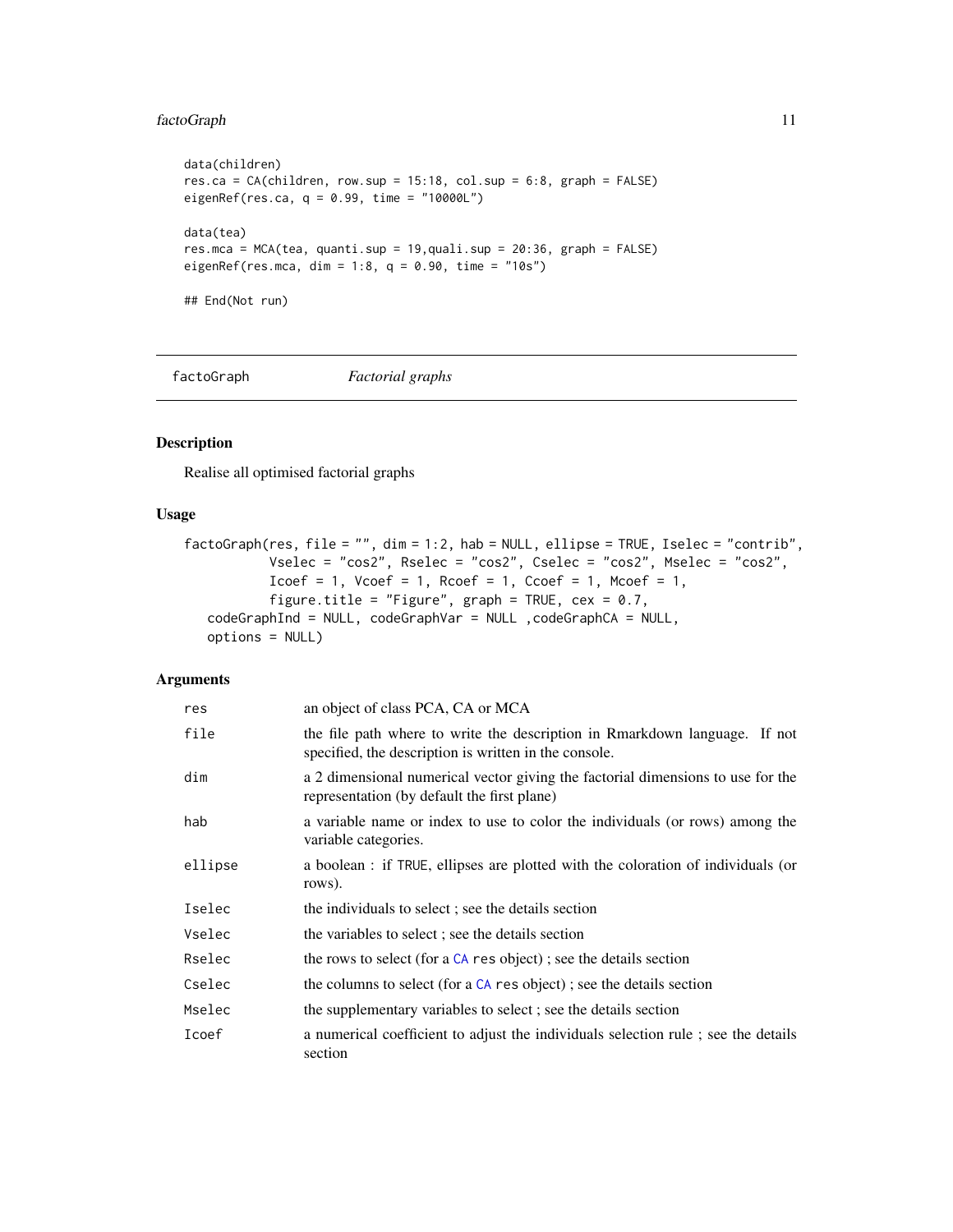```
data(children)
res.ca = CA(children, row.sup = 15:18, col.sup = 6:8, graph = FALSE)
eigenRef(res.ca, q = 0.99, time = "10000L")

data(tea)
res.mca = MCA(tea, quanti.sup = 19,quali.sup = 20:36, graph = FALSE)
eigenRef(res.mca, dim = 1:8, q = 0.90, time = "10s")

## End(Not run)
```

---

## factoGraph — *Factorial graphs*

### Description

Realise all optimised factorial graphs

### Usage

```
factoGraph(res, file = "", dim = 1:2, hab = NULL, ellipse = TRUE, Iselec = "contrib",
          Vselec = "cos2", Rselec = "cos2", Cselec = "cos2", Mselec = "cos2",
          Icoef = 1, Vcoef = 1, Rcoef = 1, Ccoef = 1, Mcoef = 1,
          figure.title = "Figure", graph = TRUE, cex = 0.7,
   codeGraphInd = NULL, codeGraphVar = NULL ,codeGraphCA = NULL,
   options = NULL)
```

### Arguments

| | |
|---|---|
| `res` | an object of class PCA, CA or MCA |
| `file` | the file path where to write the description in Rmarkdown language. If not specified, the description is written in the console. |
| `dim` | a 2 dimensional numerical vector giving the factorial dimensions to use for the representation (by default the first plane) |
| `hab` | a variable name or index to use to color the individuals (or rows) among the variable categories. |
| `ellipse` | a boolean : if TRUE, ellipses are plotted with the coloration of individuals (or rows). |
| `Iselec` | the individuals to select ; see the details section |
| `Vselec` | the variables to select ; see the details section |
| `Rselec` | the rows to select (for a CA res object) ; see the details section |
| `Cselec` | the columns to select (for a CA res object) ; see the details section |
| `Mselec` | the supplementary variables to select ; see the details section |
| `Icoef` | a numerical coefficient to adjust the individuals selection rule ; see the details section |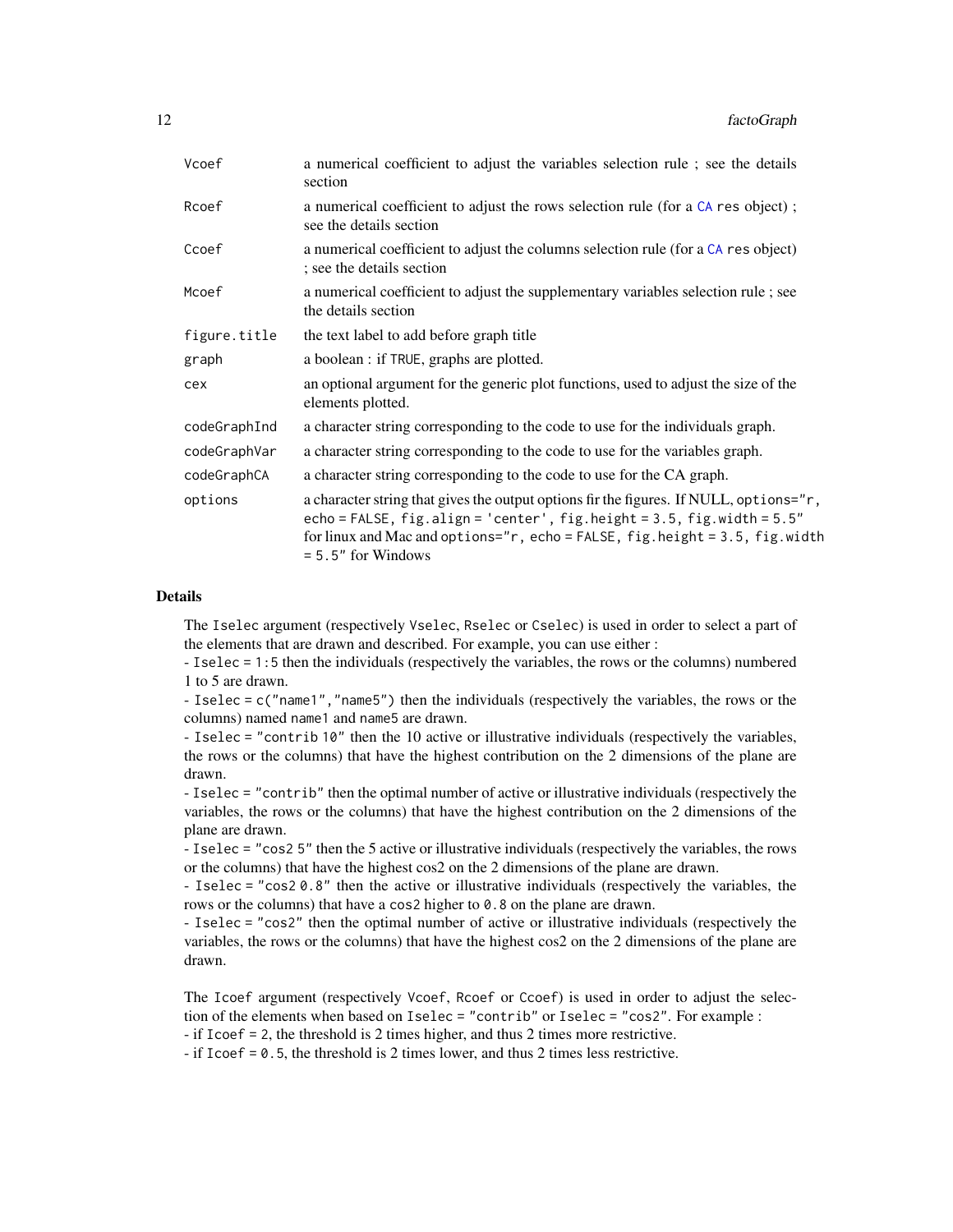| | |
|---|---|
| Vcoef | a numerical coefficient to adjust the variables selection rule ; see the details section |
| Rcoef | a numerical coefficient to adjust the rows selection rule (for a CA res object) ; see the details section |
| Ccoef | a numerical coefficient to adjust the columns selection rule (for a CA res object) ; see the details section |
| Mcoef | a numerical coefficient to adjust the supplementary variables selection rule ; see the details section |
| figure.title | the text label to add before graph title |
| graph | a boolean : if TRUE, graphs are plotted. |
| cex | an optional argument for the generic plot functions, used to adjust the size of the elements plotted. |
| codeGraphInd | a character string corresponding to the code to use for the individuals graph. |
| codeGraphVar | a character string corresponding to the code to use for the variables graph. |
| codeGraphCA | a character string corresponding to the code to use for the CA graph. |
| options | a character string that gives the output options fir the figures. If NULL, `options="r, echo = FALSE, fig.align = 'center', fig.height = 3.5, fig.width = 5.5"` for linux and Mac and `options="r, echo = FALSE, fig.height = 3.5, fig.width = 5.5"` for Windows |

## Details

The `Iselec` argument (respectively `Vselec`, `Rselec` or `Cselec`) is used in order to select a part of the elements that are drawn and described. For example, you can use either :

- `Iselec = 1:5` then the individuals (respectively the variables, the rows or the columns) numbered 1 to 5 are drawn.
- `Iselec = c("name1","name5")` then the individuals (respectively the variables, the rows or the columns) named `name1` and `name5` are drawn.
- `Iselec = "contrib 10"` then the 10 active or illustrative individuals (respectively the variables, the rows or the columns) that have the highest contribution on the 2 dimensions of the plane are drawn.
- `Iselec = "contrib"` then the optimal number of active or illustrative individuals (respectively the variables, the rows or the columns) that have the highest contribution on the 2 dimensions of the plane are drawn.
- `Iselec = "cos2 5"` then the 5 active or illustrative individuals (respectively the variables, the rows or the columns) that have the highest cos2 on the 2 dimensions of the plane are drawn.
- `Iselec = "cos2 0.8"` then the active or illustrative individuals (respectively the variables, the rows or the columns) that have a `cos2` higher to `0.8` on the plane are drawn.
- `Iselec = "cos2"` then the optimal number of active or illustrative individuals (respectively the variables, the rows or the columns) that have the highest cos2 on the 2 dimensions of the plane are drawn.

The `Icoef` argument (respectively `Vcoef`, `Rcoef` or `Ccoef`) is used in order to adjust the selection of the elements when based on `Iselec = "contrib"` or `Iselec = "cos2"`. For example :

- if `Icoef = 2`, the threshold is 2 times higher, and thus 2 times more restrictive.
- if `Icoef = 0.5`, the threshold is 2 times lower, and thus 2 times less restrictive.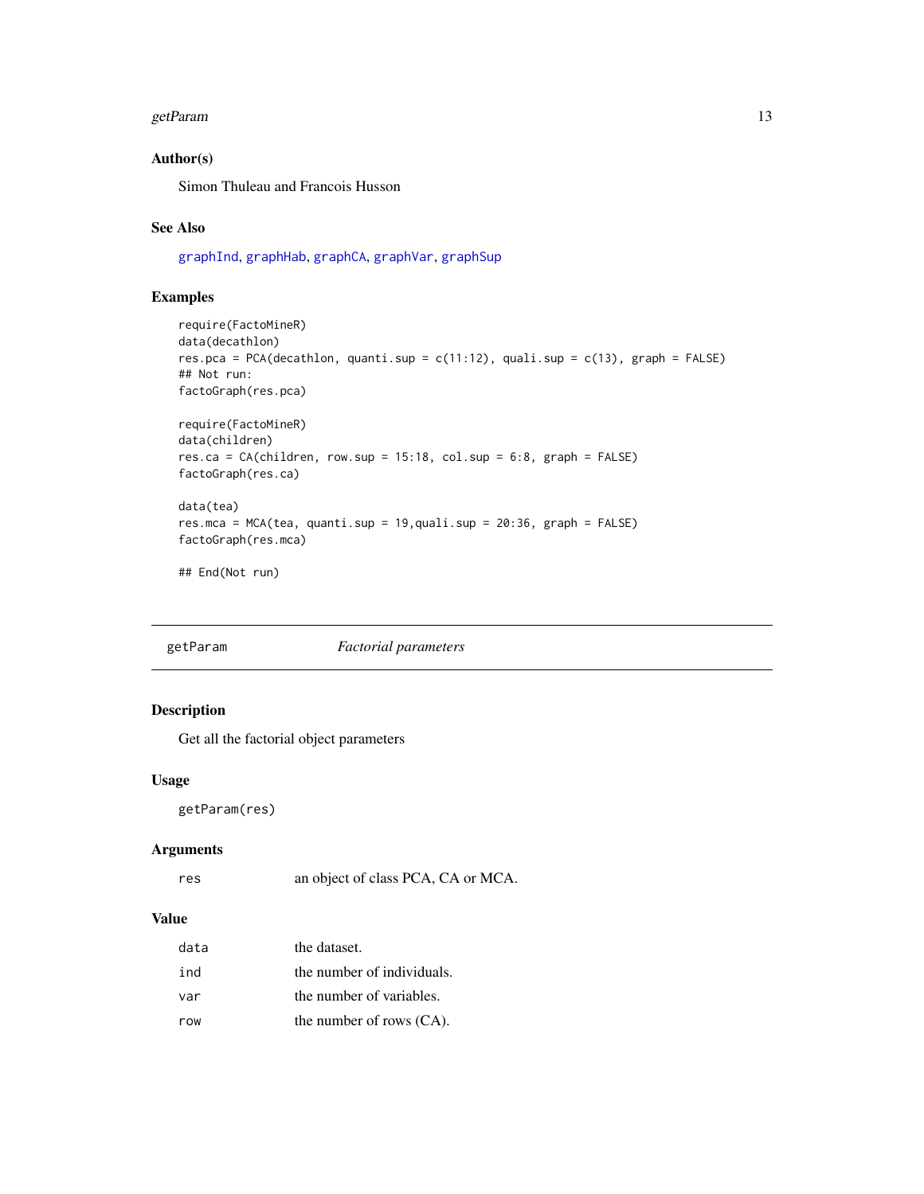## Author(s)

Simon Thuleau and Francois Husson

## See Also

graphInd, graphHab, graphCA, graphVar, graphSup

## Examples

```
require(FactoMineR)
data(decathlon)
res.pca = PCA(decathlon, quanti.sup = c(11:12), quali.sup = c(13), graph = FALSE)
## Not run:
factoGraph(res.pca)

require(FactoMineR)
data(children)
res.ca = CA(children, row.sup = 15:18, col.sup = 6:8, graph = FALSE)
factoGraph(res.ca)

data(tea)
res.mca = MCA(tea, quanti.sup = 19,quali.sup = 20:36, graph = FALSE)
factoGraph(res.mca)

## End(Not run)
```

---

# getParam *Factorial parameters*

---

## Description

Get all the factorial object parameters

## Usage

```
getParam(res)
```

## Arguments

| | |
|---|---|
| res | an object of class PCA, CA or MCA. |

## Value

| | |
|---|---|
| data | the dataset. |
| ind | the number of individuals. |
| var | the number of variables. |
| row | the number of rows (CA). |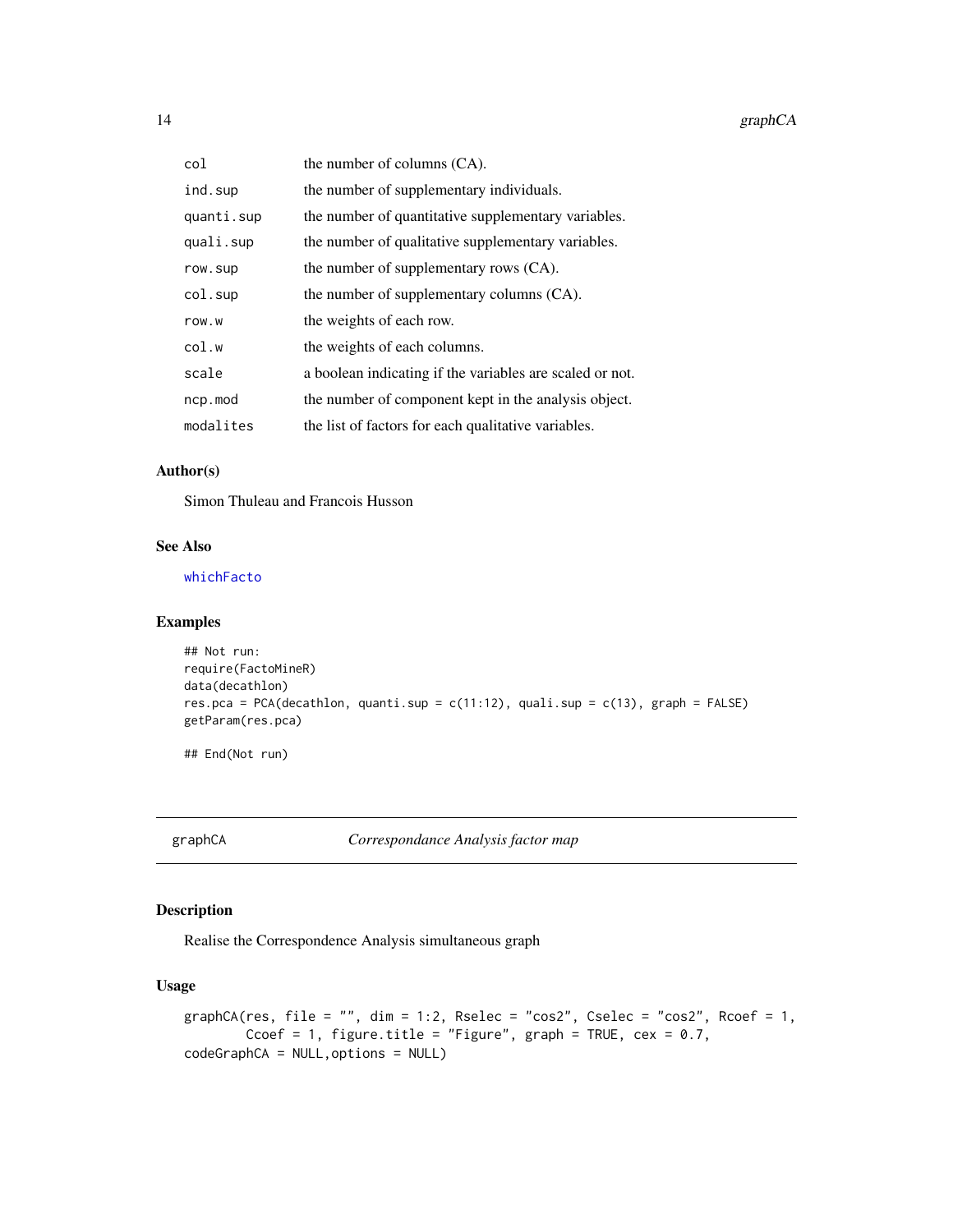| | |
|---|---|
| col | the number of columns (CA). |
| ind.sup | the number of supplementary individuals. |
| quanti.sup | the number of quantitative supplementary variables. |
| quali.sup | the number of qualitative supplementary variables. |
| row.sup | the number of supplementary rows (CA). |
| col.sup | the number of supplementary columns (CA). |
| row.w | the weights of each row. |
| col.w | the weights of each columns. |
| scale | a boolean indicating if the variables are scaled or not. |
| ncp.mod | the number of component kept in the analysis object. |
| modalites | the list of factors for each qualitative variables. |

### Author(s)

Simon Thuleau and Francois Husson

### See Also

whichFacto

### Examples

```
## Not run:
require(FactoMineR)
data(decathlon)
res.pca = PCA(decathlon, quanti.sup = c(11:12), quali.sup = c(13), graph = FALSE)
getParam(res.pca)

## End(Not run)
```

## graphCA — *Correspondance Analysis factor map*

### Description

Realise the Correspondence Analysis simultaneous graph

### Usage

```
graphCA(res, file = "", dim = 1:2, Rselec = "cos2", Cselec = "cos2", Rcoef = 1,
        Ccoef = 1, figure.title = "Figure", graph = TRUE, cex = 0.7,
codeGraphCA = NULL,options = NULL)
```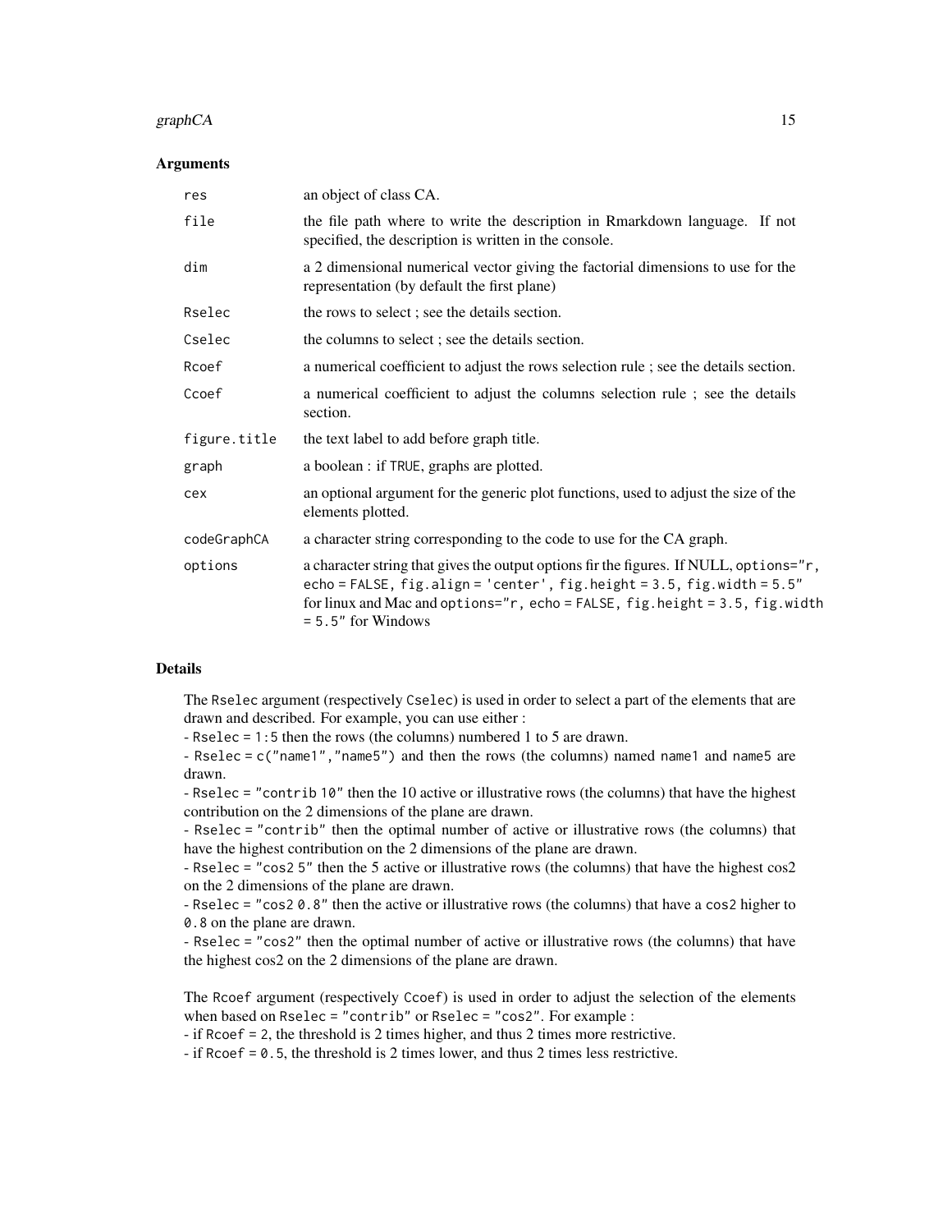## Arguments

| | |
|---|---|
| `res` | an object of class CA. |
| `file` | the file path where to write the description in Rmarkdown language. If not specified, the description is written in the console. |
| `dim` | a 2 dimensional numerical vector giving the factorial dimensions to use for the representation (by default the first plane) |
| `Rselec` | the rows to select ; see the details section. |
| `Cselec` | the columns to select ; see the details section. |
| `Rcoef` | a numerical coefficient to adjust the rows selection rule ; see the details section. |
| `Ccoef` | a numerical coefficient to adjust the columns selection rule ; see the details section. |
| `figure.title` | the text label to add before graph title. |
| `graph` | a boolean : if `TRUE`, graphs are plotted. |
| `cex` | an optional argument for the generic plot functions, used to adjust the size of the elements plotted. |
| `codeGraphCA` | a character string corresponding to the code to use for the CA graph. |
| `options` | a character string that gives the output options fir the figures. If NULL, `options="r, echo = FALSE, fig.align = 'center', fig.height = 3.5, fig.width = 5.5"` for linux and Mac and `options="r, echo = FALSE, fig.height = 3.5, fig.width = 5.5"` for Windows |

## Details

The `Rselec` argument (respectively `Cselec`) is used in order to select a part of the elements that are drawn and described. For example, you can use either :
- `Rselec = 1:5` then the rows (the columns) numbered 1 to 5 are drawn.
- `Rselec = c("name1","name5")` and then the rows (the columns) named `name1` and `name5` are drawn.
- `Rselec = "contrib 10"` then the 10 active or illustrative rows (the columns) that have the highest contribution on the 2 dimensions of the plane are drawn.
- `Rselec = "contrib"` then the optimal number of active or illustrative rows (the columns) that have the highest contribution on the 2 dimensions of the plane are drawn.
- `Rselec = "cos2 5"` then the 5 active or illustrative rows (the columns) that have the highest cos2 on the 2 dimensions of the plane are drawn.
- `Rselec = "cos2 0.8"` then the active or illustrative rows (the columns) that have a `cos2` higher to `0.8` on the plane are drawn.
- `Rselec = "cos2"` then the optimal number of active or illustrative rows (the columns) that have the highest cos2 on the 2 dimensions of the plane are drawn.

The `Rcoef` argument (respectively `Ccoef`) is used in order to adjust the selection of the elements when based on `Rselec = "contrib"` or `Rselec = "cos2"`. For example :
- if `Rcoef = 2`, the threshold is 2 times higher, and thus 2 times more restrictive.
- if `Rcoef = 0.5`, the threshold is 2 times lower, and thus 2 times less restrictive.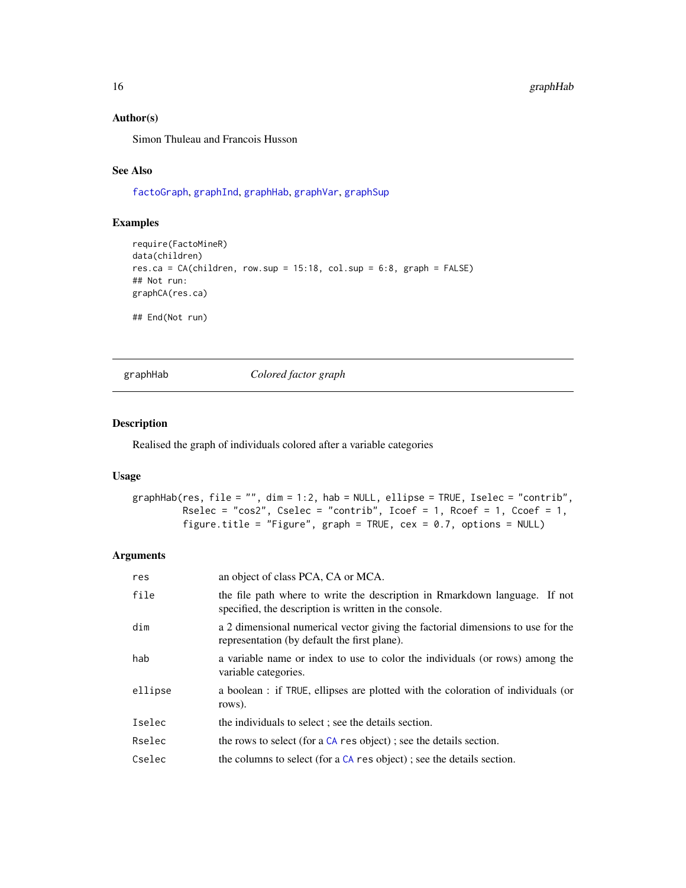### Author(s)

Simon Thuleau and Francois Husson

### See Also

factoGraph, graphInd, graphHab, graphVar, graphSup

### Examples

```
require(FactoMineR)
data(children)
res.ca = CA(children, row.sup = 15:18, col.sup = 6:8, graph = FALSE)
## Not run:
graphCA(res.ca)

## End(Not run)
```

---

## graphHab — *Colored factor graph*

---

### Description

Realised the graph of individuals colored after a variable categories

### Usage

```
graphHab(res, file = "", dim = 1:2, hab = NULL, ellipse = TRUE, Iselec = "contrib",
         Rselec = "cos2", Cselec = "contrib", Icoef = 1, Rcoef = 1, Ccoef = 1,
         figure.title = "Figure", graph = TRUE, cex = 0.7, options = NULL)
```

### Arguments

| Argument | Description |
|---|---|
| `res` | an object of class PCA, CA or MCA. |
| `file` | the file path where to write the description in Rmarkdown language. If not specified, the description is written in the console. |
| `dim` | a 2 dimensional numerical vector giving the factorial dimensions to use for the representation (by default the first plane). |
| `hab` | a variable name or index to use to color the individuals (or rows) among the variable categories. |
| `ellipse` | a boolean : if `TRUE`, ellipses are plotted with the coloration of individuals (or rows). |
| `Iselec` | the individuals to select ; see the details section. |
| `Rselec` | the rows to select (for a `CA` `res` object) ; see the details section. |
| `Cselec` | the columns to select (for a `CA` `res` object) ; see the details section. |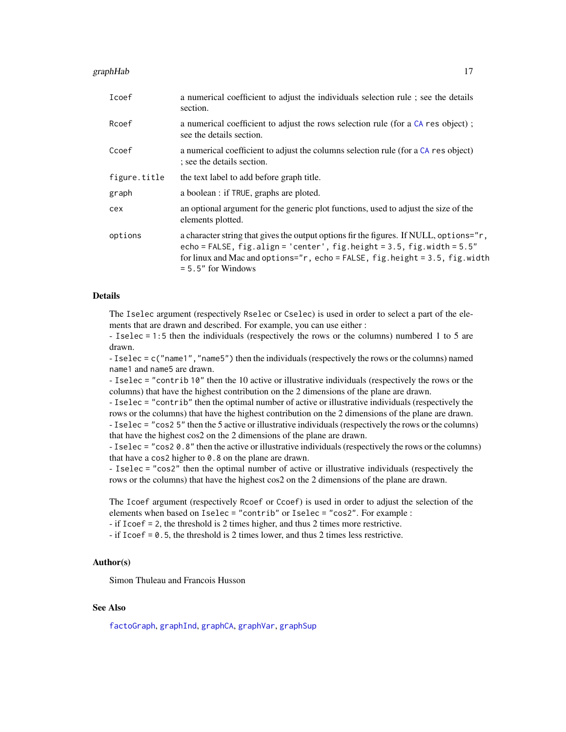| | |
|---|---|
| Icoef | a numerical coefficient to adjust the individuals selection rule ; see the details section. |
| Rcoef | a numerical coefficient to adjust the rows selection rule (for a CA res object) ; see the details section. |
| Ccoef | a numerical coefficient to adjust the columns selection rule (for a CA res object) ; see the details section. |
| figure.title | the text label to add before graph title. |
| graph | a boolean : if TRUE, graphs are ploted. |
| cex | an optional argument for the generic plot functions, used to adjust the size of the elements plotted. |
| options | a character string that gives the output options fir the figures. If NULL, options="r, echo = FALSE, fig.align = 'center', fig.height = 3.5, fig.width = 5.5" for linux and Mac and options="r, echo = FALSE, fig.height = 3.5, fig.width = 5.5" for Windows |

## Details

The Iselec argument (respectively Rselec or Cselec) is used in order to select a part of the elements that are drawn and described. For example, you can use either :
- Iselec = 1:5 then the individuals (respectively the rows or the columns) numbered 1 to 5 are drawn.
- Iselec = c("name1","name5") then the individuals (respectively the rows or the columns) named name1 and name5 are drawn.
- Iselec = "contrib 10" then the 10 active or illustrative individuals (respectively the rows or the columns) that have the highest contribution on the 2 dimensions of the plane are drawn.
- Iselec = "contrib" then the optimal number of active or illustrative individuals (respectively the rows or the columns) that have the highest contribution on the 2 dimensions of the plane are drawn.
- Iselec = "cos2 5" then the 5 active or illustrative individuals (respectively the rows or the columns) that have the highest cos2 on the 2 dimensions of the plane are drawn.
- Iselec = "cos2 0.8" then the active or illustrative individuals (respectively the rows or the columns) that have a cos2 higher to 0.8 on the plane are drawn.
- Iselec = "cos2" then the optimal number of active or illustrative individuals (respectively the rows or the columns) that have the highest cos2 on the 2 dimensions of the plane are drawn.

The Icoef argument (respectively Rcoef or Ccoef) is used in order to adjust the selection of the elements when based on Iselec = "contrib" or Iselec = "cos2". For example :
- if Icoef = 2, the threshold is 2 times higher, and thus 2 times more restrictive.
- if Icoef = 0.5, the threshold is 2 times lower, and thus 2 times less restrictive.

## Author(s)

Simon Thuleau and Francois Husson

## See Also

factoGraph, graphInd, graphCA, graphVar, graphSup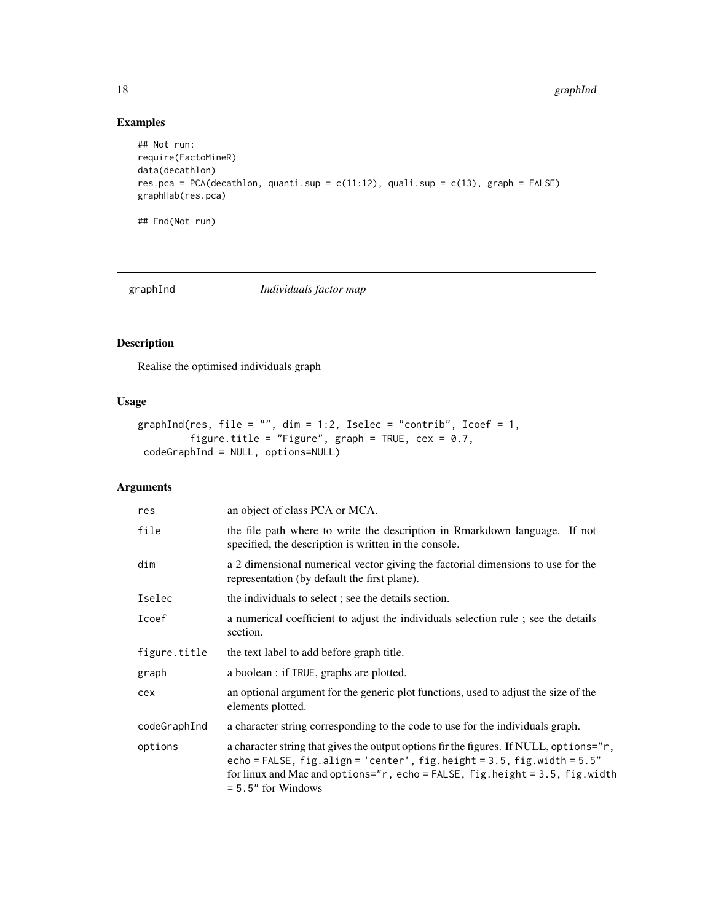## Examples

```
## Not run:
require(FactoMineR)
data(decathlon)
res.pca = PCA(decathlon, quanti.sup = c(11:12), quali.sup = c(13), graph = FALSE)
graphHab(res.pca)

## End(Not run)
```

---

# graphInd — *Individuals factor map*

## Description

Realise the optimised individuals graph

## Usage

```
graphInd(res, file = "", dim = 1:2, Iselec = "contrib", Icoef = 1,
         figure.title = "Figure", graph = TRUE, cex = 0.7,
 codeGraphInd = NULL, options=NULL)
```

## Arguments

| Argument | Description |
| --- | --- |
| `res` | an object of class PCA or MCA. |
| `file` | the file path where to write the description in Rmarkdown language. If not specified, the description is written in the console. |
| `dim` | a 2 dimensional numerical vector giving the factorial dimensions to use for the representation (by default the first plane). |
| `Iselec` | the individuals to select ; see the details section. |
| `Icoef` | a numerical coefficient to adjust the individuals selection rule ; see the details section. |
| `figure.title` | the text label to add before graph title. |
| `graph` | a boolean : if `TRUE`, graphs are plotted. |
| `cex` | an optional argument for the generic plot functions, used to adjust the size of the elements plotted. |
| `codeGraphInd` | a character string corresponding to the code to use for the individuals graph. |
| `options` | a character string that gives the output options fir the figures. If NULL, `options="r, echo = FALSE, fig.align = 'center', fig.height = 3.5, fig.width = 5.5"` for linux and Mac and `options="r, echo = FALSE, fig.height = 3.5, fig.width = 5.5"` for Windows |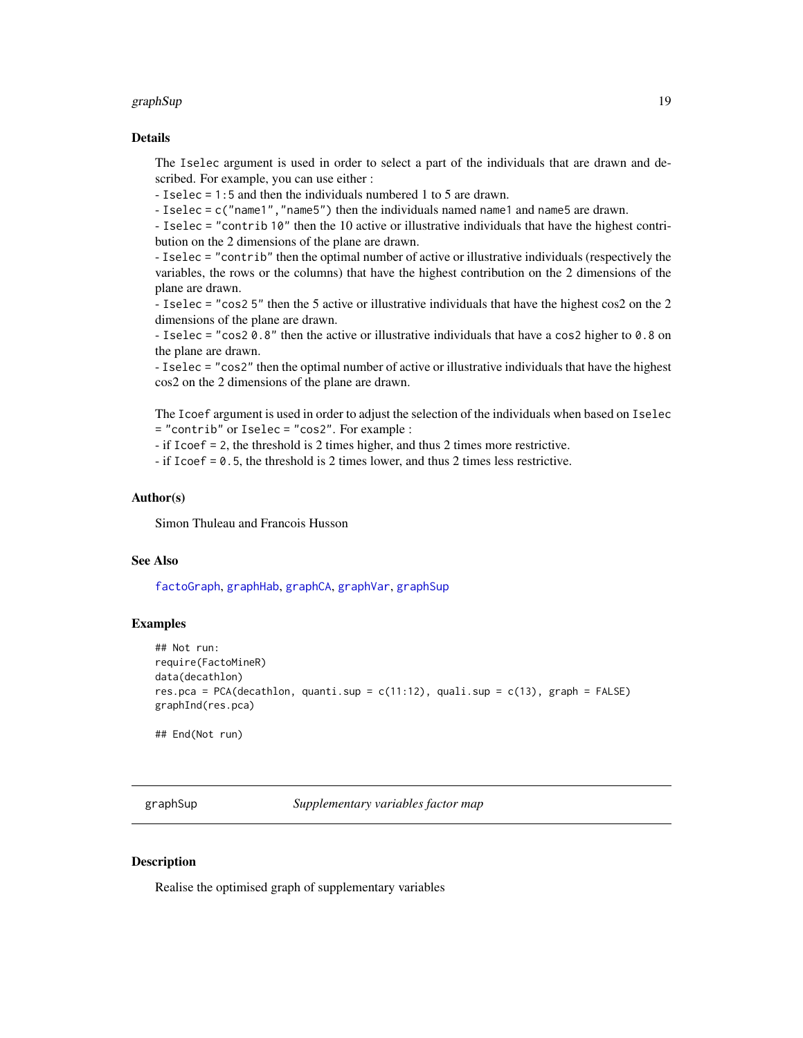## Details

The `Iselec` argument is used in order to select a part of the individuals that are drawn and described. For example, you can use either :
- `Iselec = 1:5` and then the individuals numbered 1 to 5 are drawn.
- `Iselec = c("name1","name5")` then the individuals named `name1` and `name5` are drawn.
- `Iselec = "contrib 10"` then the 10 active or illustrative individuals that have the highest contribution on the 2 dimensions of the plane are drawn.
- `Iselec = "contrib"` then the optimal number of active or illustrative individuals (respectively the variables, the rows or the columns) that have the highest contribution on the 2 dimensions of the plane are drawn.
- `Iselec = "cos2 5"` then the 5 active or illustrative individuals that have the highest cos2 on the 2 dimensions of the plane are drawn.
- `Iselec = "cos2 0.8"` then the active or illustrative individuals that have a `cos2` higher to `0.8` on the plane are drawn.
- `Iselec = "cos2"` then the optimal number of active or illustrative individuals that have the highest cos2 on the 2 dimensions of the plane are drawn.

The `Icoef` argument is used in order to adjust the selection of the individuals when based on `Iselec = "contrib"` or `Iselec = "cos2"`. For example :
- if `Icoef = 2`, the threshold is 2 times higher, and thus 2 times more restrictive.
- if `Icoef = 0.5`, the threshold is 2 times lower, and thus 2 times less restrictive.

## Author(s)

Simon Thuleau and Francois Husson

## See Also

`factoGraph`, `graphHab`, `graphCA`, `graphVar`, `graphSup`

## Examples

```
## Not run:
require(FactoMineR)
data(decathlon)
res.pca = PCA(decathlon, quanti.sup = c(11:12), quali.sup = c(13), graph = FALSE)
graphInd(res.pca)

## End(Not run)
```

---

# graphSup — *Supplementary variables factor map*

## Description

Realise the optimised graph of supplementary variables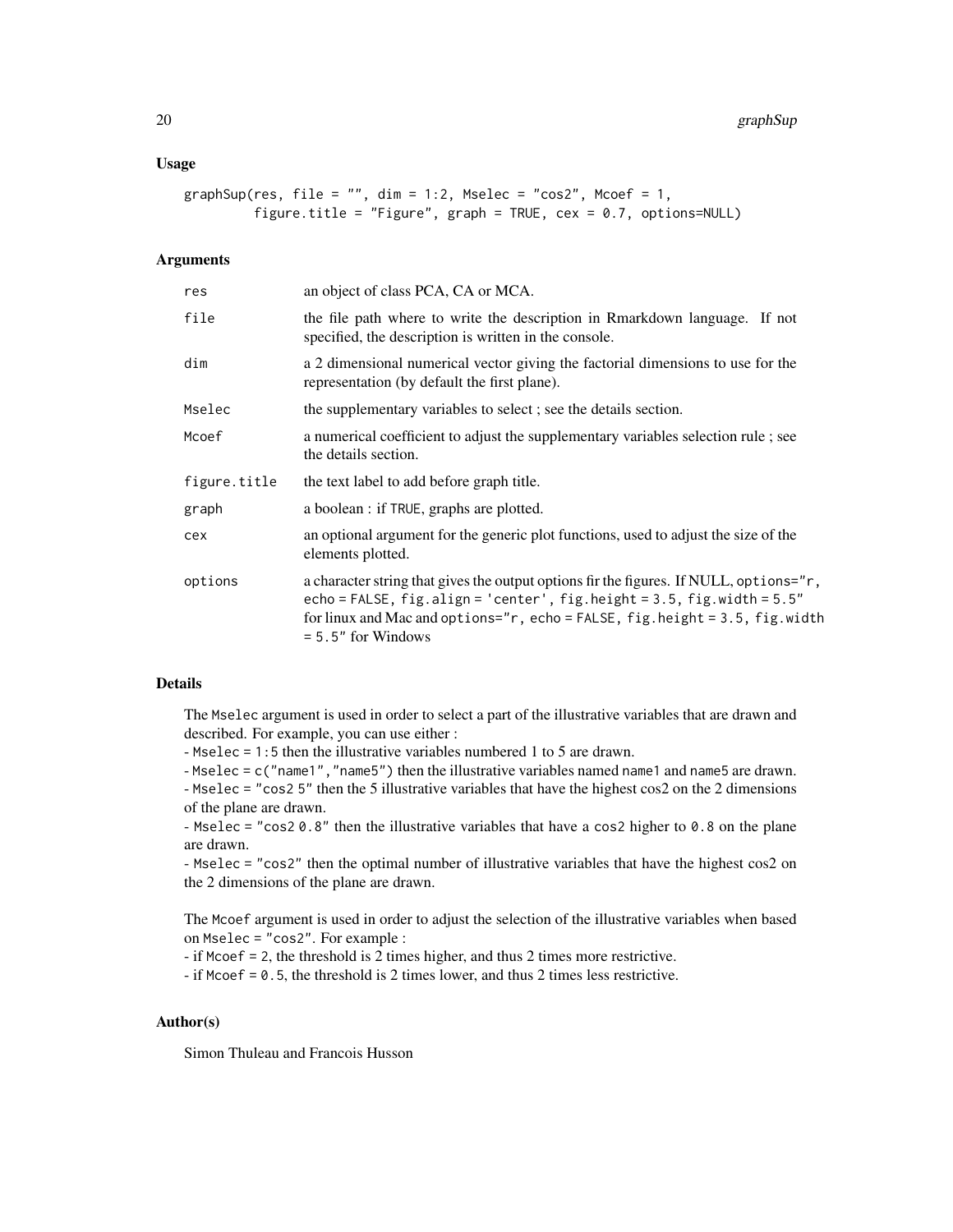## Usage

```
graphSup(res, file = "", dim = 1:2, Mselec = "cos2", Mcoef = 1,
         figure.title = "Figure", graph = TRUE, cex = 0.7, options=NULL)
```

## Arguments

| | |
|---|---|
| `res` | an object of class PCA, CA or MCA. |
| `file` | the file path where to write the description in Rmarkdown language. If not specified, the description is written in the console. |
| `dim` | a 2 dimensional numerical vector giving the factorial dimensions to use for the representation (by default the first plane). |
| `Mselec` | the supplementary variables to select ; see the details section. |
| `Mcoef` | a numerical coefficient to adjust the supplementary variables selection rule ; see the details section. |
| `figure.title` | the text label to add before graph title. |
| `graph` | a boolean : if `TRUE`, graphs are plotted. |
| `cex` | an optional argument for the generic plot functions, used to adjust the size of the elements plotted. |
| `options` | a character string that gives the output options fir the figures. If NULL, `options="r, echo = FALSE, fig.align = 'center', fig.height = 3.5, fig.width = 5.5"` for linux and Mac and `options="r, echo = FALSE, fig.height = 3.5, fig.width = 5.5"` for Windows |

## Details

The `Mselec` argument is used in order to select a part of the illustrative variables that are drawn and described. For example, you can use either :
- `Mselec = 1:5` then the illustrative variables numbered 1 to 5 are drawn.
- `Mselec = c("name1","name5")` then the illustrative variables named `name1` and `name5` are drawn.
- `Mselec = "cos2 5"` then the 5 illustrative variables that have the highest cos2 on the 2 dimensions of the plane are drawn.
- `Mselec = "cos2 0.8"` then the illustrative variables that have a `cos2` higher to `0.8` on the plane are drawn.
- `Mselec = "cos2"` then the optimal number of illustrative variables that have the highest cos2 on the 2 dimensions of the plane are drawn.

The `Mcoef` argument is used in order to adjust the selection of the illustrative variables when based on `Mselec = "cos2"`. For example :
- if `Mcoef = 2`, the threshold is 2 times higher, and thus 2 times more restrictive.
- if `Mcoef = 0.5`, the threshold is 2 times lower, and thus 2 times less restrictive.

## Author(s)

Simon Thuleau and Francois Husson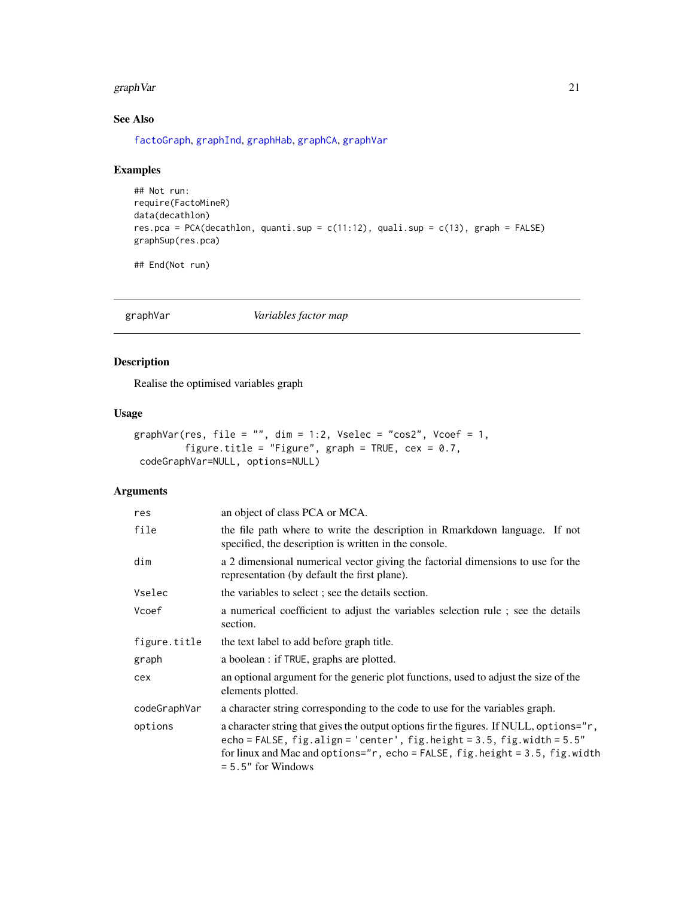## See Also

factoGraph, graphInd, graphHab, graphCA, graphVar

## Examples

```
## Not run:
require(FactoMineR)
data(decathlon)
res.pca = PCA(decathlon, quanti.sup = c(11:12), quali.sup = c(13), graph = FALSE)
graphSup(res.pca)

## End(Not run)
```

---

# graphVar *Variables factor map*

## Description

Realise the optimised variables graph

## Usage

```
graphVar(res, file = "", dim = 1:2, Vselec = "cos2", Vcoef = 1,
        figure.title = "Figure", graph = TRUE, cex = 0.7,
 codeGraphVar=NULL, options=NULL)
```

## Arguments

| | |
|---|---|
| `res` | an object of class PCA or MCA. |
| `file` | the file path where to write the description in Rmarkdown language. If not specified, the description is written in the console. |
| `dim` | a 2 dimensional numerical vector giving the factorial dimensions to use for the representation (by default the first plane). |
| `Vselec` | the variables to select ; see the details section. |
| `Vcoef` | a numerical coefficient to adjust the variables selection rule ; see the details section. |
| `figure.title` | the text label to add before graph title. |
| `graph` | a boolean : if `TRUE`, graphs are plotted. |
| `cex` | an optional argument for the generic plot functions, used to adjust the size of the elements plotted. |
| `codeGraphVar` | a character string corresponding to the code to use for the variables graph. |
| `options` | a character string that gives the output options fir the figures. If NULL, `options="r, echo = FALSE, fig.align = 'center', fig.height = 3.5, fig.width = 5.5"` for linux and Mac and `options="r, echo = FALSE, fig.height = 3.5, fig.width = 5.5"` for Windows |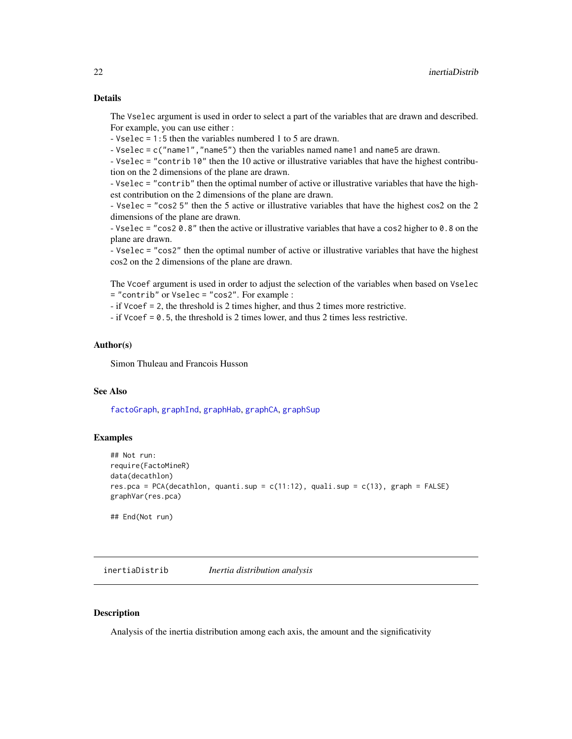### Details

The `Vselec` argument is used in order to select a part of the variables that are drawn and described. For example, you can use either :
- `Vselec = 1:5` then the variables numbered 1 to 5 are drawn.
- `Vselec = c("name1","name5")` then the variables named `name1` and `name5` are drawn.
- `Vselec = "contrib 10"` then the 10 active or illustrative variables that have the highest contribution on the 2 dimensions of the plane are drawn.
- `Vselec = "contrib"` then the optimal number of active or illustrative variables that have the highest contribution on the 2 dimensions of the plane are drawn.
- `Vselec = "cos2 5"` then the 5 active or illustrative variables that have the highest cos2 on the 2 dimensions of the plane are drawn.
- `Vselec = "cos2 0.8"` then the active or illustrative variables that have a `cos2` higher to `0.8` on the plane are drawn.
- `Vselec = "cos2"` then the optimal number of active or illustrative variables that have the highest cos2 on the 2 dimensions of the plane are drawn.

The `Vcoef` argument is used in order to adjust the selection of the variables when based on `Vselec = "contrib"` or `Vselec = "cos2"`. For example :
- if `Vcoef = 2`, the threshold is 2 times higher, and thus 2 times more restrictive.
- if `Vcoef = 0.5`, the threshold is 2 times lower, and thus 2 times less restrictive.

### Author(s)

Simon Thuleau and Francois Husson

### See Also

`factoGraph`, `graphInd`, `graphHab`, `graphCA`, `graphSup`

### Examples

```
## Not run:
require(FactoMineR)
data(decathlon)
res.pca = PCA(decathlon, quanti.sup = c(11:12), quali.sup = c(13), graph = FALSE)
graphVar(res.pca)

## End(Not run)
```

---

## inertiaDistrib *Inertia distribution analysis*

### Description

Analysis of the inertia distribution among each axis, the amount and the significativity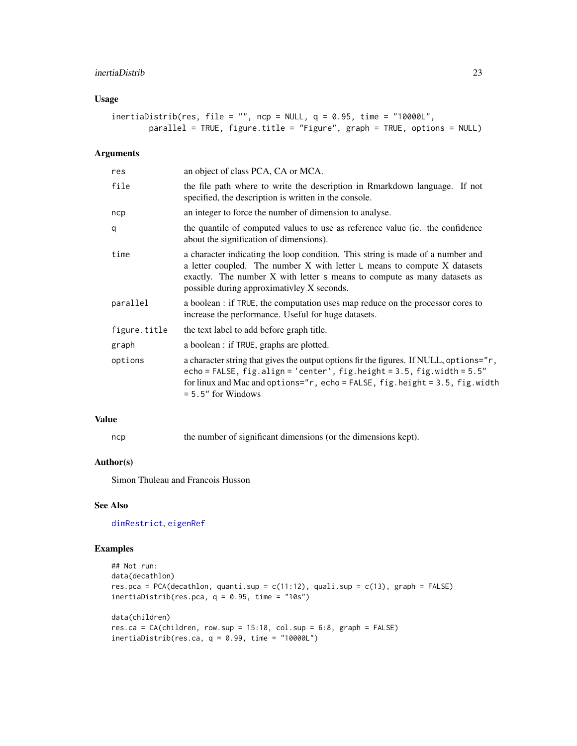## Usage

```
inertiaDistrib(res, file = "", ncp = NULL, q = 0.95, time = "10000L",
        parallel = TRUE, figure.title = "Figure", graph = TRUE, options = NULL)
```

## Arguments

| | |
|---|---|
| res | an object of class PCA, CA or MCA. |
| file | the file path where to write the description in Rmarkdown language. If not specified, the description is written in the console. |
| ncp | an integer to force the number of dimension to analyse. |
| q | the quantile of computed values to use as reference value (ie. the confidence about the signification of dimensions). |
| time | a character indicating the loop condition. This string is made of a number and a letter coupled. The number X with letter L means to compute X datasets exactly. The number X with letter s means to compute as many datasets as possible during approximativley X seconds. |
| parallel | a boolean : if TRUE, the computation uses map reduce on the processor cores to increase the performance. Useful for huge datasets. |
| figure.title | the text label to add before graph title. |
| graph | a boolean : if TRUE, graphs are plotted. |
| options | a character string that gives the output options fir the figures. If NULL, options="r, echo = FALSE, fig.align = 'center', fig.height = 3.5, fig.width = 5.5" for linux and Mac and options="r, echo = FALSE, fig.height = 3.5, fig.width = 5.5" for Windows |

## Value

| | |
|---|---|
| ncp | the number of significant dimensions (or the dimensions kept). |

## Author(s)

Simon Thuleau and Francois Husson

## See Also

dimRestrict, eigenRef

## Examples

```
## Not run:
data(decathlon)
res.pca = PCA(decathlon, quanti.sup = c(11:12), quali.sup = c(13), graph = FALSE)
inertiaDistrib(res.pca, q = 0.95, time = "10s")

data(children)
res.ca = CA(children, row.sup = 15:18, col.sup = 6:8, graph = FALSE)
inertiaDistrib(res.ca, q = 0.99, time = "10000L")
```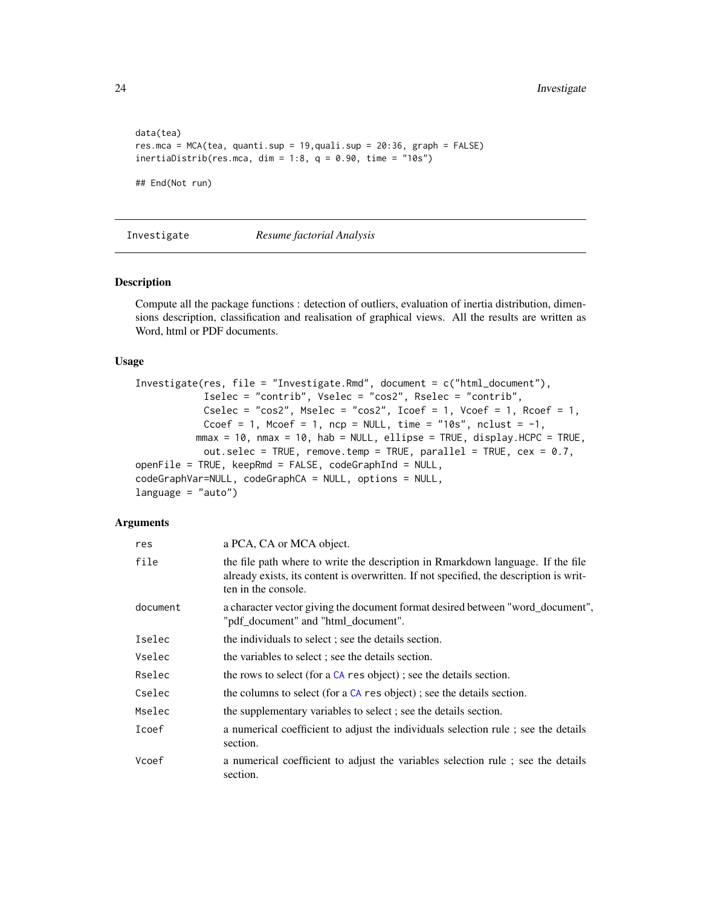```
data(tea)
res.mca = MCA(tea, quanti.sup = 19,quali.sup = 20:36, graph = FALSE)
inertiaDistrib(res.mca, dim = 1:8, q = 0.90, time = "10s")

## End(Not run)
```

---

`Investigate` *Resume factorial Analysis*

---

## Description

Compute all the package functions : detection of outliers, evaluation of inertia distribution, dimensions description, classification and realisation of graphical views. All the results are written as Word, html or PDF documents.

## Usage

```
Investigate(res, file = "Investigate.Rmd", document = c("html_document"),
            Iselec = "contrib", Vselec = "cos2", Rselec = "contrib",
            Cselec = "cos2", Mselec = "cos2", Icoef = 1, Vcoef = 1, Rcoef = 1,
            Ccoef = 1, Mcoef = 1, ncp = NULL, time = "10s", nclust = -1,
           mmax = 10, nmax = 10, hab = NULL, ellipse = TRUE, display.HCPC = TRUE,
            out.selec = TRUE, remove.temp = TRUE, parallel = TRUE, cex = 0.7,
openFile = TRUE, keepRmd = FALSE, codeGraphInd = NULL,
codeGraphVar=NULL, codeGraphCA = NULL, options = NULL,
language = "auto")
```

## Arguments

| | |
|---|---|
| `res` | a PCA, CA or MCA object. |
| `file` | the file path where to write the description in Rmarkdown language. If the file already exists, its content is overwritten. If not specified, the description is written in the console. |
| `document` | a character vector giving the document format desired between "word_document", "pdf_document" and "html_document". |
| `Iselec` | the individuals to select ; see the details section. |
| `Vselec` | the variables to select ; see the details section. |
| `Rselec` | the rows to select (for a CA `res` object) ; see the details section. |
| `Cselec` | the columns to select (for a CA `res` object) ; see the details section. |
| `Mselec` | the supplementary variables to select ; see the details section. |
| `Icoef` | a numerical coefficient to adjust the individuals selection rule ; see the details section. |
| `Vcoef` | a numerical coefficient to adjust the variables selection rule ; see the details section. |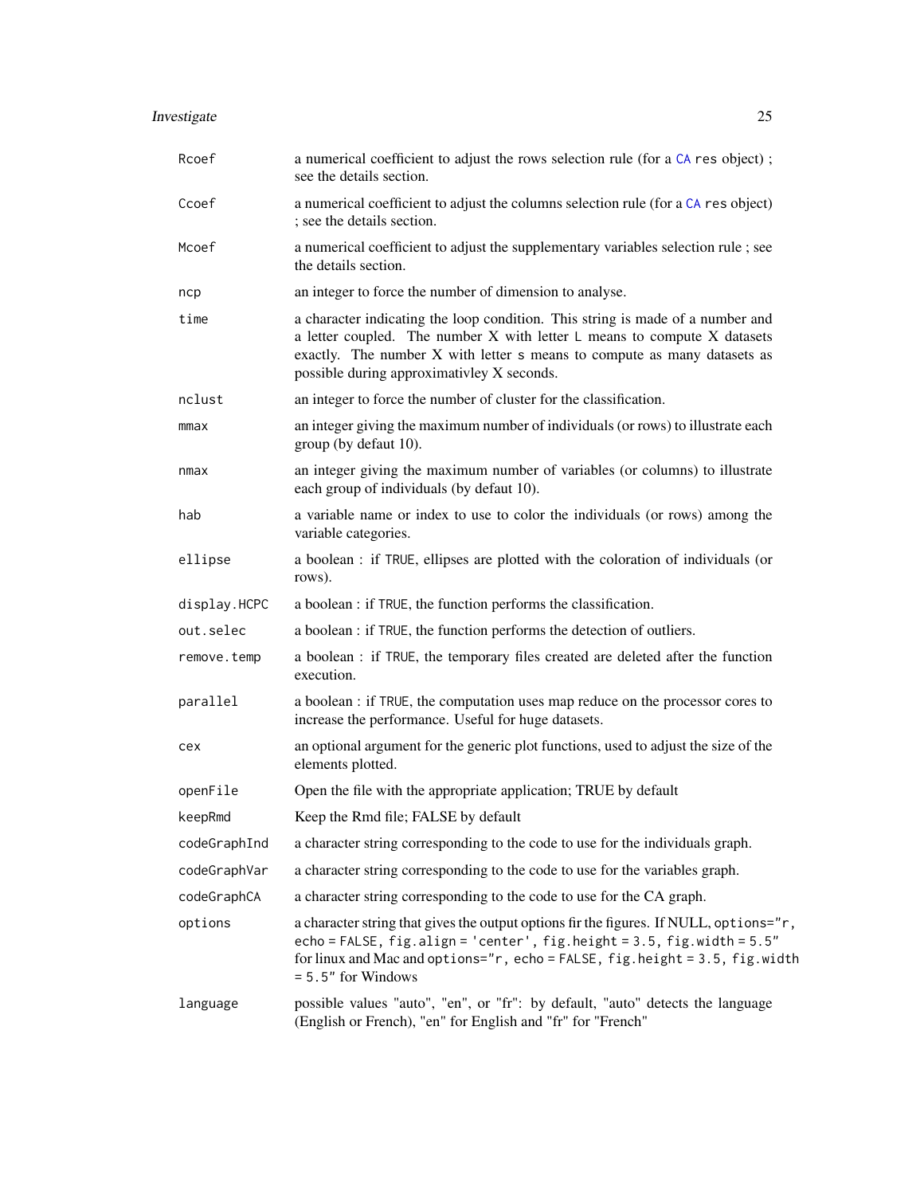| | |
|---|---|
| `Rcoef` | a numerical coefficient to adjust the rows selection rule (for a `CA` `res` object) ; see the details section. |
| `Ccoef` | a numerical coefficient to adjust the columns selection rule (for a `CA` `res` object) ; see the details section. |
| `Mcoef` | a numerical coefficient to adjust the supplementary variables selection rule ; see the details section. |
| `ncp` | an integer to force the number of dimension to analyse. |
| `time` | a character indicating the loop condition. This string is made of a number and a letter coupled. The number X with letter `L` means to compute X datasets exactly. The number X with letter `s` means to compute as many datasets as possible during approximativley X seconds. |
| `nclust` | an integer to force the number of cluster for the classification. |
| `mmax` | an integer giving the maximum number of individuals (or rows) to illustrate each group (by defaut 10). |
| `nmax` | an integer giving the maximum number of variables (or columns) to illustrate each group of individuals (by defaut 10). |
| `hab` | a variable name or index to use to color the individuals (or rows) among the variable categories. |
| `ellipse` | a boolean : if `TRUE`, ellipses are plotted with the coloration of individuals (or rows). |
| `display.HCPC` | a boolean : if `TRUE`, the function performs the classification. |
| `out.selec` | a boolean : if `TRUE`, the function performs the detection of outliers. |
| `remove.temp` | a boolean : if `TRUE`, the temporary files created are deleted after the function execution. |
| `parallel` | a boolean : if `TRUE`, the computation uses map reduce on the processor cores to increase the performance. Useful for huge datasets. |
| `cex` | an optional argument for the generic plot functions, used to adjust the size of the elements plotted. |
| `openFile` | Open the file with the appropriate application; TRUE by default |
| `keepRmd` | Keep the Rmd file; FALSE by default |
| `codeGraphInd` | a character string corresponding to the code to use for the individuals graph. |
| `codeGraphVar` | a character string corresponding to the code to use for the variables graph. |
| `codeGraphCA` | a character string corresponding to the code to use for the CA graph. |
| `options` | a character string that gives the output options fir the figures. If NULL, `options="r, echo = FALSE, fig.align = 'center', fig.height = 3.5, fig.width = 5.5"` for linux and Mac and `options="r, echo = FALSE, fig.height = 3.5, fig.width = 5.5"` for Windows |
| `language` | possible values "auto", "en", or "fr": by default, "auto" detects the language (English or French), "en" for English and "fr" for "French" |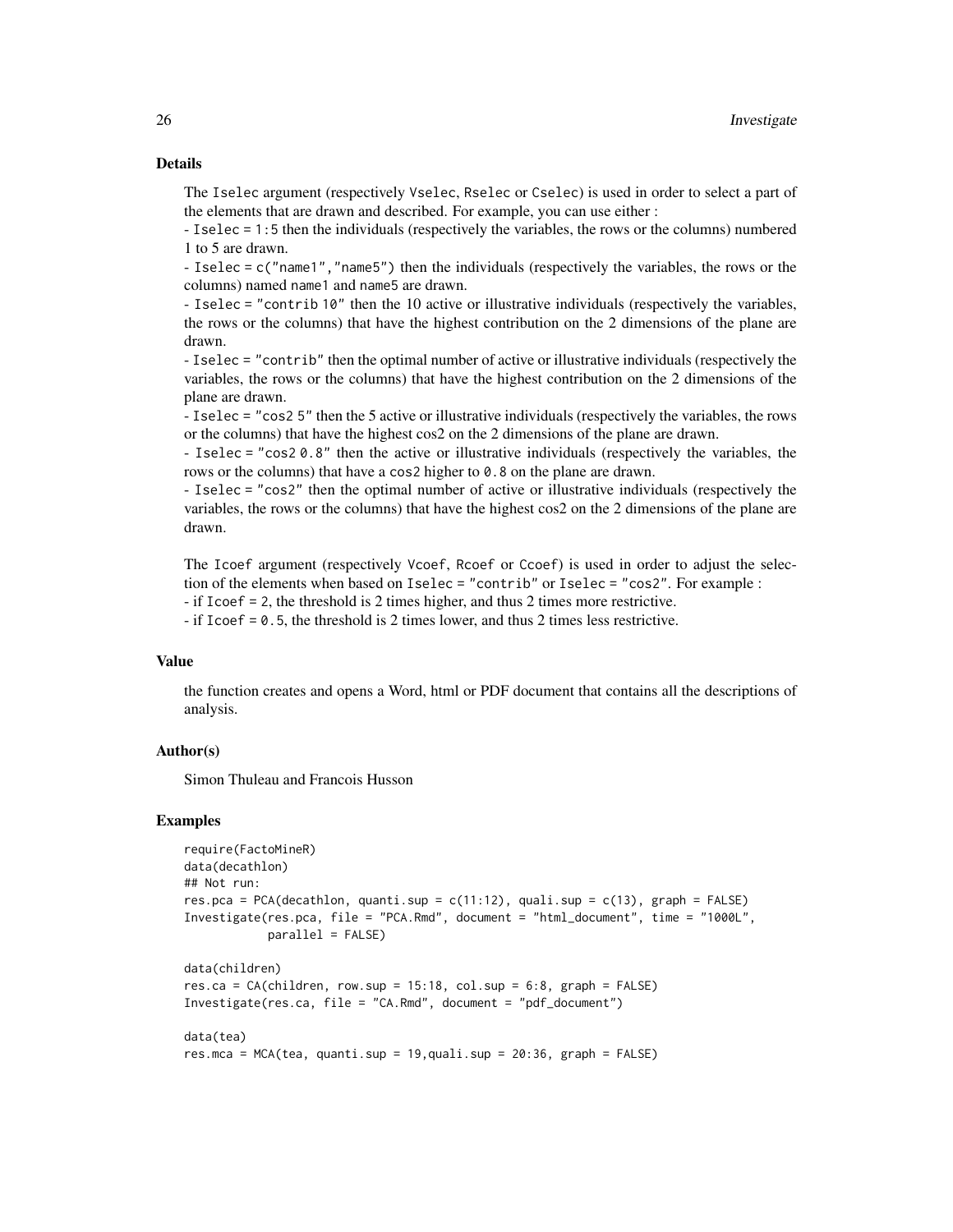## Details

The Iselec argument (respectively Vselec, Rselec or Cselec) is used in order to select a part of the elements that are drawn and described. For example, you can use either :

- Iselec = 1:5 then the individuals (respectively the variables, the rows or the columns) numbered 1 to 5 are drawn.
- Iselec = c("name1","name5") then the individuals (respectively the variables, the rows or the columns) named name1 and name5 are drawn.
- Iselec = "contrib 10" then the 10 active or illustrative individuals (respectively the variables, the rows or the columns) that have the highest contribution on the 2 dimensions of the plane are drawn.
- Iselec = "contrib" then the optimal number of active or illustrative individuals (respectively the variables, the rows or the columns) that have the highest contribution on the 2 dimensions of the plane are drawn.
- Iselec = "cos2 5" then the 5 active or illustrative individuals (respectively the variables, the rows or the columns) that have the highest cos2 on the 2 dimensions of the plane are drawn.
- Iselec = "cos2 0.8" then the active or illustrative individuals (respectively the variables, the rows or the columns) that have a cos2 higher to 0.8 on the plane are drawn.
- Iselec = "cos2" then the optimal number of active or illustrative individuals (respectively the variables, the rows or the columns) that have the highest cos2 on the 2 dimensions of the plane are drawn.

The Icoef argument (respectively Vcoef, Rcoef or Ccoef) is used in order to adjust the selection of the elements when based on Iselec = "contrib" or Iselec = "cos2". For example :

- if Icoef = 2, the threshold is 2 times higher, and thus 2 times more restrictive.
- if Icoef = 0.5, the threshold is 2 times lower, and thus 2 times less restrictive.

## Value

the function creates and opens a Word, html or PDF document that contains all the descriptions of analysis.

## Author(s)

Simon Thuleau and Francois Husson

## Examples

```
require(FactoMineR)
data(decathlon)
## Not run:
res.pca = PCA(decathlon, quanti.sup = c(11:12), quali.sup = c(13), graph = FALSE)
Investigate(res.pca, file = "PCA.Rmd", document = "html_document", time = "1000L",
            parallel = FALSE)

data(children)
res.ca = CA(children, row.sup = 15:18, col.sup = 6:8, graph = FALSE)
Investigate(res.ca, file = "CA.Rmd", document = "pdf_document")

data(tea)
res.mca = MCA(tea, quanti.sup = 19,quali.sup = 20:36, graph = FALSE)
```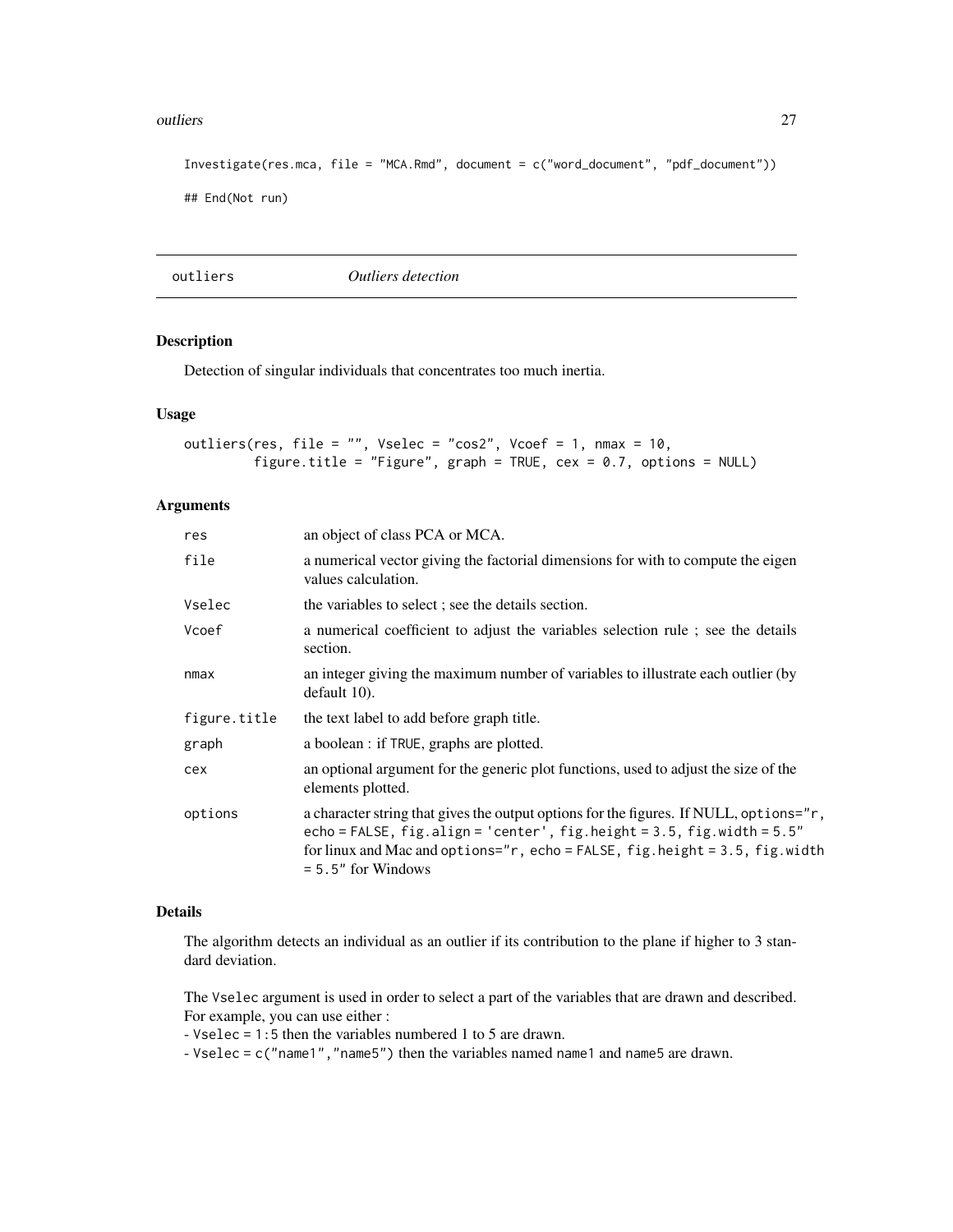```
Investigate(res.mca, file = "MCA.Rmd", document = c("word_document", "pdf_document"))

## End(Not run)
```

## outliers *Outliers detection*

### Description

Detection of singular individuals that concentrates too much inertia.

### Usage

```
outliers(res, file = "", Vselec = "cos2", Vcoef = 1, nmax = 10,
         figure.title = "Figure", graph = TRUE, cex = 0.7, options = NULL)
```

### Arguments

| | |
|---|---|
| res | an object of class PCA or MCA. |
| file | a numerical vector giving the factorial dimensions for with to compute the eigen values calculation. |
| Vselec | the variables to select ; see the details section. |
| Vcoef | a numerical coefficient to adjust the variables selection rule ; see the details section. |
| nmax | an integer giving the maximum number of variables to illustrate each outlier (by default 10). |
| figure.title | the text label to add before graph title. |
| graph | a boolean : if TRUE, graphs are plotted. |
| cex | an optional argument for the generic plot functions, used to adjust the size of the elements plotted. |
| options | a character string that gives the output options for the figures. If NULL, options="r, echo = FALSE, fig.align = 'center', fig.height = 3.5, fig.width = 5.5" for linux and Mac and options="r, echo = FALSE, fig.height = 3.5, fig.width = 5.5" for Windows |

### Details

The algorithm detects an individual as an outlier if its contribution to the plane if higher to 3 standard deviation.

The Vselec argument is used in order to select a part of the variables that are drawn and described. For example, you can use either :
- Vselec = 1:5 then the variables numbered 1 to 5 are drawn.
- Vselec = c("name1","name5") then the variables named name1 and name5 are drawn.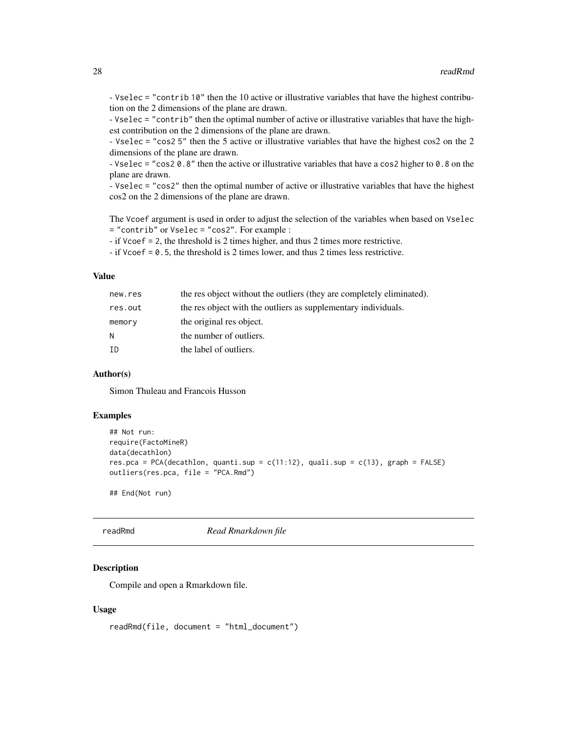- `Vselec = "contrib 10"` then the 10 active or illustrative variables that have the highest contribution on the 2 dimensions of the plane are drawn.
- `Vselec = "contrib"` then the optimal number of active or illustrative variables that have the highest contribution on the 2 dimensions of the plane are drawn.
- `Vselec = "cos2 5"` then the 5 active or illustrative variables that have the highest cos2 on the 2 dimensions of the plane are drawn.
- `Vselec = "cos2 0.8"` then the active or illustrative variables that have a `cos2` higher to `0.8` on the plane are drawn.
- `Vselec = "cos2"` then the optimal number of active or illustrative variables that have the highest cos2 on the 2 dimensions of the plane are drawn.

The `Vcoef` argument is used in order to adjust the selection of the variables when based on `Vselec = "contrib"` or `Vselec = "cos2"`. For example :
- if `Vcoef = 2`, the threshold is 2 times higher, and thus 2 times more restrictive.
- if `Vcoef = 0.5`, the threshold is 2 times lower, and thus 2 times less restrictive.

### Value

| | |
|---|---|
| `new.res` | the res object without the outliers (they are completely eliminated). |
| `res.out` | the res object with the outliers as supplementary individuals. |
| `memory` | the original res object. |
| `N` | the number of outliers. |
| `ID` | the label of outliers. |

### Author(s)

Simon Thuleau and Francois Husson

### Examples

```
## Not run:
require(FactoMineR)
data(decathlon)
res.pca = PCA(decathlon, quanti.sup = c(11:12), quali.sup = c(13), graph = FALSE)
outliers(res.pca, file = "PCA.Rmd")

## End(Not run)
```

## readRmd *Read Rmarkdown file*

### Description

Compile and open a Rmarkdown file.

### Usage

```
readRmd(file, document = "html_document")
```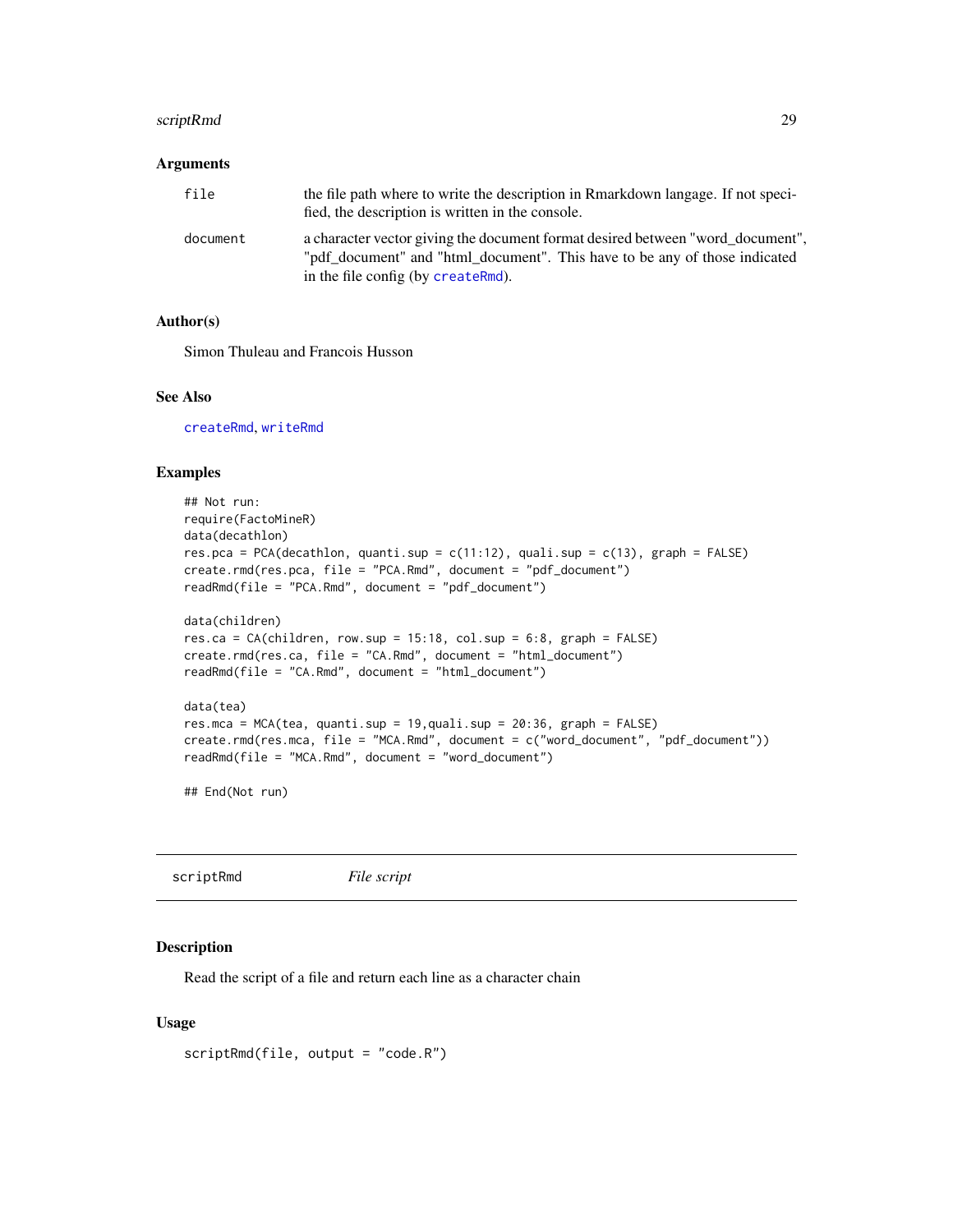### Arguments

| | |
|---|---|
| `file` | the file path where to write the description in Rmarkdown langage. If not specified, the description is written in the console. |
| `document` | a character vector giving the document format desired between "word_document", "pdf_document" and "html_document". This have to be any of those indicated in the file config (by `createRmd`). |

### Author(s)

Simon Thuleau and Francois Husson

### See Also

`createRmd`, `writeRmd`

### Examples

```
## Not run:
require(FactoMineR)
data(decathlon)
res.pca = PCA(decathlon, quanti.sup = c(11:12), quali.sup = c(13), graph = FALSE)
create.rmd(res.pca, file = "PCA.Rmd", document = "pdf_document")
readRmd(file = "PCA.Rmd", document = "pdf_document")

data(children)
res.ca = CA(children, row.sup = 15:18, col.sup = 6:8, graph = FALSE)
create.rmd(res.ca, file = "CA.Rmd", document = "html_document")
readRmd(file = "CA.Rmd", document = "html_document")

data(tea)
res.mca = MCA(tea, quanti.sup = 19,quali.sup = 20:36, graph = FALSE)
create.rmd(res.mca, file = "MCA.Rmd", document = c("word_document", "pdf_document"))
readRmd(file = "MCA.Rmd", document = "word_document")

## End(Not run)
```

---

## scriptRmd *File script*

### Description

Read the script of a file and return each line as a character chain

### Usage

```
scriptRmd(file, output = "code.R")
```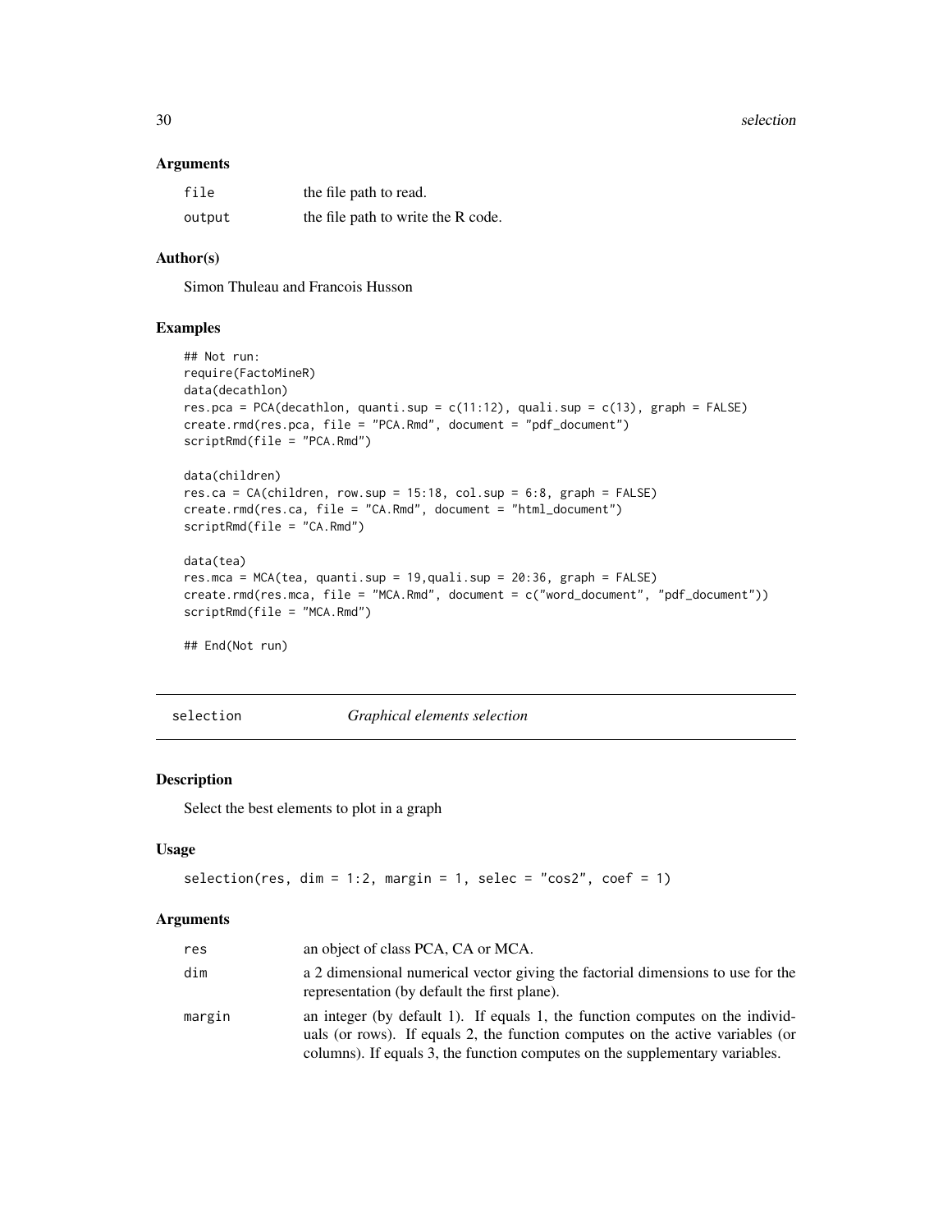### Arguments

| | |
|---|---|
| file | the file path to read. |
| output | the file path to write the R code. |

### Author(s)

Simon Thuleau and Francois Husson

### Examples

```
## Not run:
require(FactoMineR)
data(decathlon)
res.pca = PCA(decathlon, quanti.sup = c(11:12), quali.sup = c(13), graph = FALSE)
create.rmd(res.pca, file = "PCA.Rmd", document = "pdf_document")
scriptRmd(file = "PCA.Rmd")

data(children)
res.ca = CA(children, row.sup = 15:18, col.sup = 6:8, graph = FALSE)
create.rmd(res.ca, file = "CA.Rmd", document = "html_document")
scriptRmd(file = "CA.Rmd")

data(tea)
res.mca = MCA(tea, quanti.sup = 19,quali.sup = 20:36, graph = FALSE)
create.rmd(res.mca, file = "MCA.Rmd", document = c("word_document", "pdf_document"))
scriptRmd(file = "MCA.Rmd")

## End(Not run)
```

---

## selection *Graphical elements selection*

---

### Description

Select the best elements to plot in a graph

### Usage

```
selection(res, dim = 1:2, margin = 1, selec = "cos2", coef = 1)
```

### Arguments

| | |
|---|---|
| res | an object of class PCA, CA or MCA. |
| dim | a 2 dimensional numerical vector giving the factorial dimensions to use for the representation (by default the first plane). |
| margin | an integer (by default 1). If equals 1, the function computes on the individuals (or rows). If equals 2, the function computes on the active variables (or columns). If equals 3, the function computes on the supplementary variables. |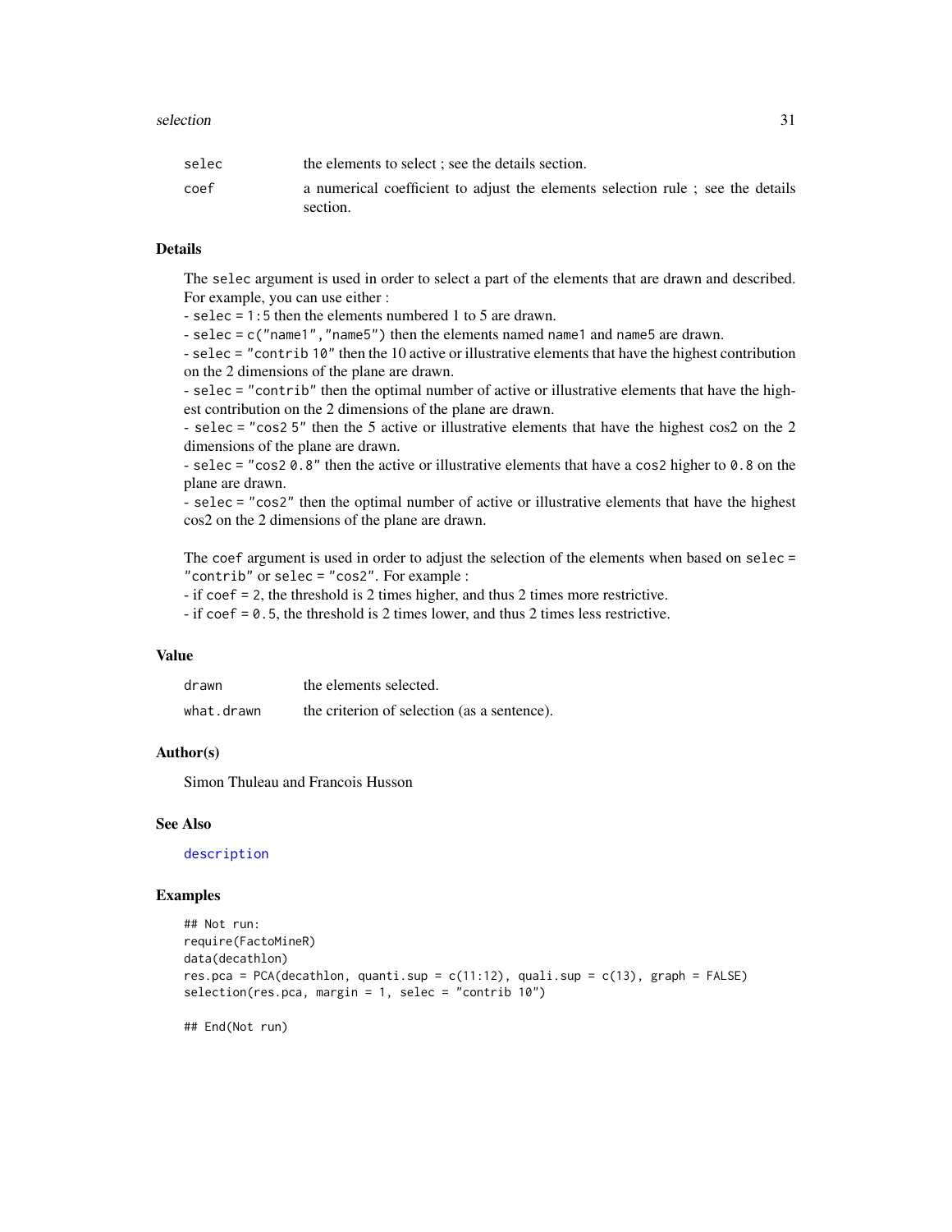| | |
|---|---|
| selec | the elements to select ; see the details section. |
| coef | a numerical coefficient to adjust the elements selection rule ; see the details section. |

## Details

The selec argument is used in order to select a part of the elements that are drawn and described. For example, you can use either :
- selec = 1:5 then the elements numbered 1 to 5 are drawn.
- selec = c("name1","name5") then the elements named name1 and name5 are drawn.
- selec = "contrib 10" then the 10 active or illustrative elements that have the highest contribution on the 2 dimensions of the plane are drawn.
- selec = "contrib" then the optimal number of active or illustrative elements that have the highest contribution on the 2 dimensions of the plane are drawn.
- selec = "cos2 5" then the 5 active or illustrative elements that have the highest cos2 on the 2 dimensions of the plane are drawn.
- selec = "cos2 0.8" then the active or illustrative elements that have a cos2 higher to 0.8 on the plane are drawn.
- selec = "cos2" then the optimal number of active or illustrative elements that have the highest cos2 on the 2 dimensions of the plane are drawn.

The coef argument is used in order to adjust the selection of the elements when based on selec = "contrib" or selec = "cos2". For example :
- if coef = 2, the threshold is 2 times higher, and thus 2 times more restrictive.
- if coef = 0.5, the threshold is 2 times lower, and thus 2 times less restrictive.

## Value

| | |
|---|---|
| drawn | the elements selected. |
| what.drawn | the criterion of selection (as a sentence). |

## Author(s)

Simon Thuleau and Francois Husson

## See Also

description

## Examples

```
## Not run:
require(FactoMineR)
data(decathlon)
res.pca = PCA(decathlon, quanti.sup = c(11:12), quali.sup = c(13), graph = FALSE)
selection(res.pca, margin = 1, selec = "contrib 10")

## End(Not run)
```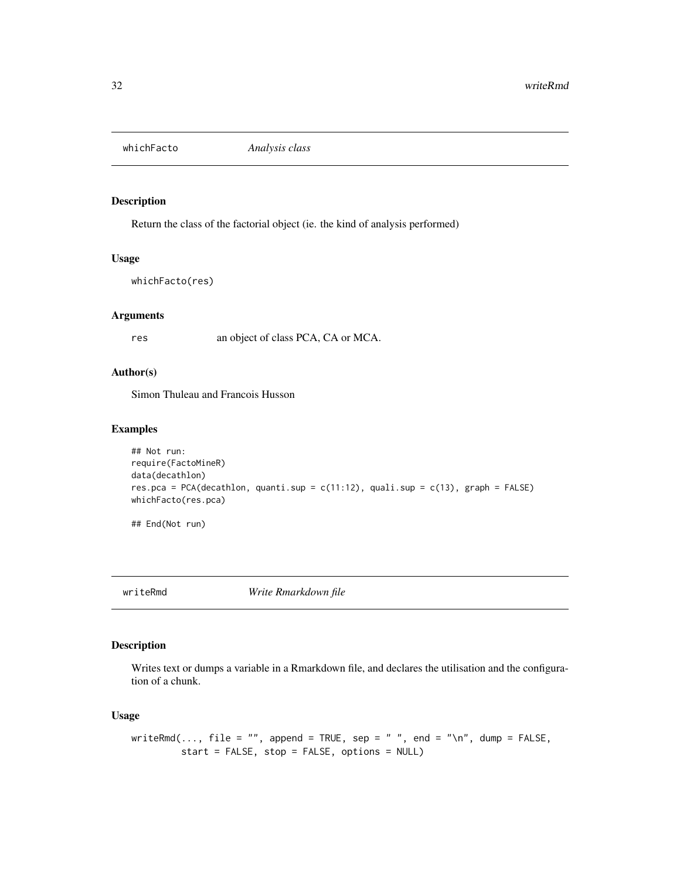## whichFacto *Analysis class*

### Description

Return the class of the factorial object (ie. the kind of analysis performed)

### Usage

```
whichFacto(res)
```

### Arguments

res an object of class PCA, CA or MCA.

### Author(s)

Simon Thuleau and Francois Husson

### Examples

```
## Not run:
require(FactoMineR)
data(decathlon)
res.pca = PCA(decathlon, quanti.sup = c(11:12), quali.sup = c(13), graph = FALSE)
whichFacto(res.pca)

## End(Not run)
```

## writeRmd *Write Rmarkdown file*

### Description

Writes text or dumps a variable in a Rmarkdown file, and declares the utilisation and the configuration of a chunk.

### Usage

```
writeRmd(..., file = "", append = TRUE, sep = " ", end = "\n", dump = FALSE,
         start = FALSE, stop = FALSE, options = NULL)
```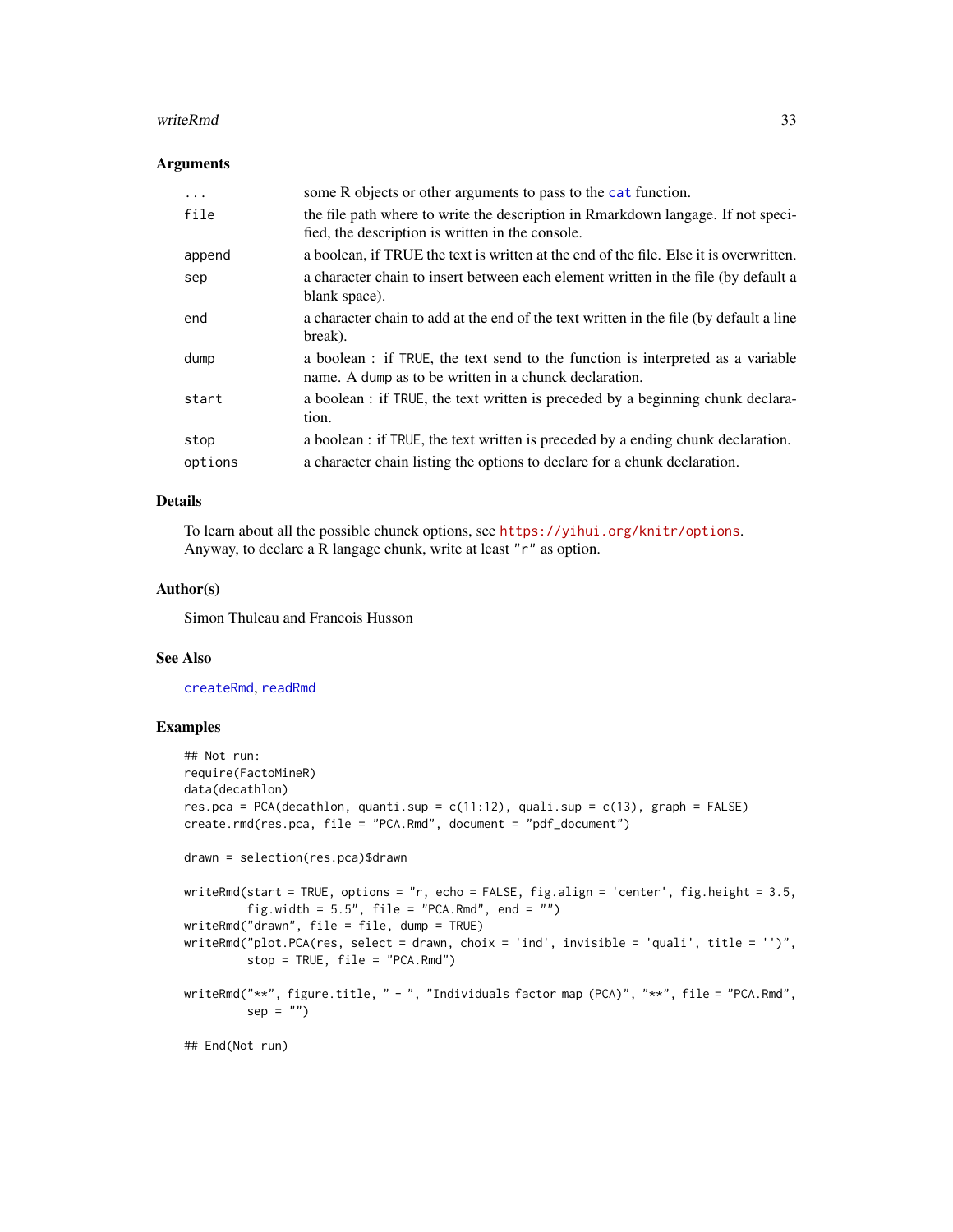### Arguments

| | |
|---|---|
| ... | some R objects or other arguments to pass to the `cat` function. |
| file | the file path where to write the description in Rmarkdown langage. If not specified, the description is written in the console. |
| append | a boolean, if TRUE the text is written at the end of the file. Else it is overwritten. |
| sep | a character chain to insert between each element written in the file (by default a blank space). |
| end | a character chain to add at the end of the text written in the file (by default a line break). |
| dump | a boolean : if TRUE, the text send to the function is interpreted as a variable name. A dump as to be written in a chunck declaration. |
| start | a boolean : if TRUE, the text written is preceded by a beginning chunk declaration. |
| stop | a boolean : if TRUE, the text written is preceded by a ending chunk declaration. |
| options | a character chain listing the options to declare for a chunk declaration. |

### Details

To learn about all the possible chunck options, see https://yihui.org/knitr/options.
Anyway, to declare a R langage chunk, write at least "r" as option.

### Author(s)

Simon Thuleau and Francois Husson

### See Also

`createRmd`, `readRmd`

### Examples

```
## Not run:
require(FactoMineR)
data(decathlon)
res.pca = PCA(decathlon, quanti.sup = c(11:12), quali.sup = c(13), graph = FALSE)
create.rmd(res.pca, file = "PCA.Rmd", document = "pdf_document")

drawn = selection(res.pca)$drawn

writeRmd(start = TRUE, options = "r, echo = FALSE, fig.align = 'center', fig.height = 3.5,
         fig.width = 5.5", file = "PCA.Rmd", end = "")
writeRmd("drawn", file = file, dump = TRUE)
writeRmd("plot.PCA(res, select = drawn, choix = 'ind', invisible = 'quali', title = '')",
         stop = TRUE, file = "PCA.Rmd")

writeRmd("**", figure.title, " - ", "Individuals factor map (PCA)", "**", file = "PCA.Rmd",
         sep = "")

## End(Not run)
```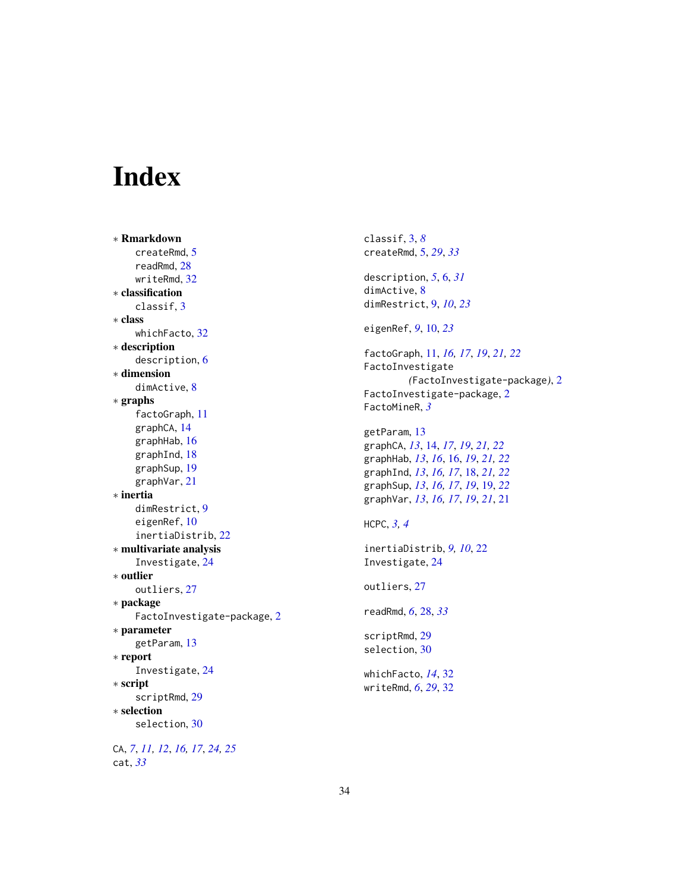# Index

∗ **Rmarkdown**
- createRmd, 5
- readRmd, 28
- writeRmd, 32

∗ **classification**
- classif, 3

∗ **class**
- whichFacto, 32

∗ **description**
- description, 6

∗ **dimension**
- dimActive, 8

∗ **graphs**
- factoGraph, 11
- graphCA, 14
- graphHab, 16
- graphInd, 18
- graphSup, 19
- graphVar, 21

∗ **inertia**
- dimRestrict, 9
- eigenRef, 10
- inertiaDistrib, 22

∗ **multivariate analysis**
- Investigate, 24

∗ **outlier**
- outliers, 27

∗ **package**
- FactoInvestigate-package, 2

∗ **parameter**
- getParam, 13

∗ **report**
- Investigate, 24

∗ **script**
- scriptRmd, 29

∗ **selection**
- selection, 30

CA, *7*, *11, 12*, *16, 17*, *24, 25*
cat, *33*
classif, 3, *8*
createRmd, 5, *29*, *33*

description, *5*, 6, *31*
dimActive, 8
dimRestrict, 9, *10*, *23*

eigenRef, *9*, 10, *23*

factoGraph, 11, *16, 17*, *19*, *21, 22*
FactoInvestigate
  (FactoInvestigate-package), 2
FactoInvestigate-package, 2
FactoMineR, *3*

getParam, 13
graphCA, *13*, 14, *17*, *19*, *21, 22*
graphHab, *13*, *16*, 16, *19*, *21, 22*
graphInd, *13*, *16, 17*, 18, *21, 22*
graphSup, *13*, *16, 17*, *19*, 19, *22*
graphVar, *13*, *16, 17*, *19*, *21*, 21

HCPC, *3, 4*

inertiaDistrib, *9, 10*, 22
Investigate, 24

outliers, 27

readRmd, *6*, 28, *33*

scriptRmd, 29
selection, 30

whichFacto, *14*, 32
writeRmd, *6*, *29*, 32